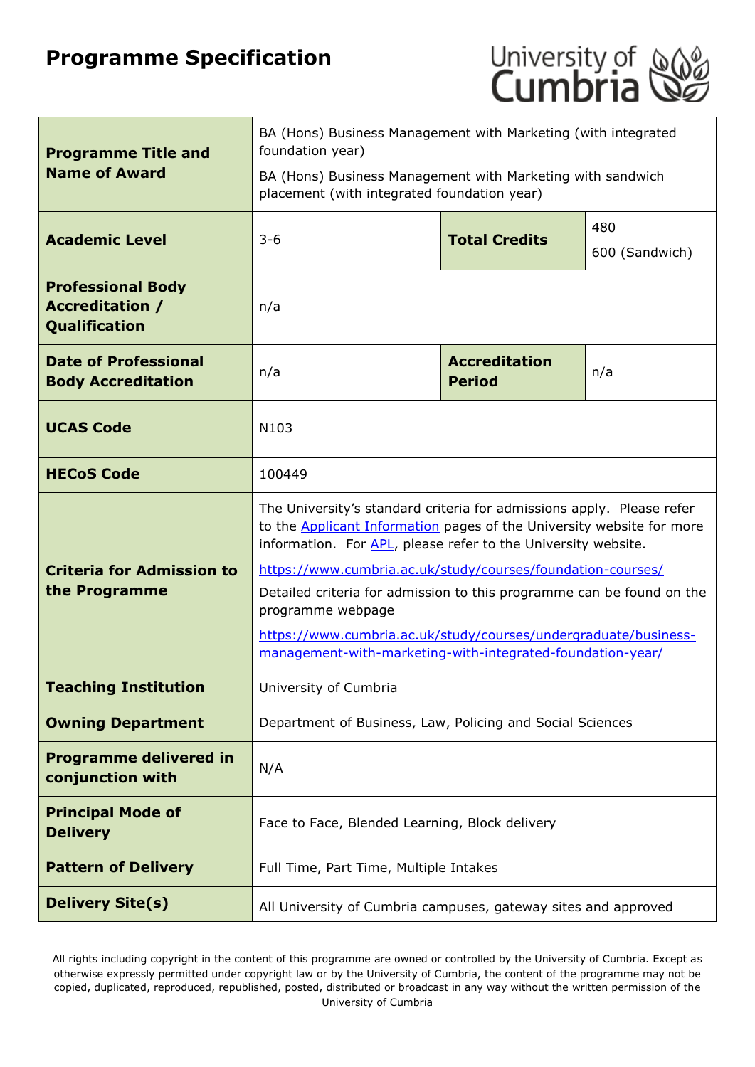# Programme Specification

| | | | |
|---|---|---|---|
| **Programme Title and Name of Award** | BA (Hons) Business Management with Marketing (with integrated foundation year)<br><br>BA (Hons) Business Management with Marketing with sandwich placement (with integrated foundation year) | | |
| **Academic Level** | 3-6 | **Total Credits** | 480<br><br>600 (Sandwich) |
| **Professional Body Accreditation / Qualification** | n/a | | |
| **Date of Professional Body Accreditation** | n/a | **Accreditation Period** | n/a |
| **UCAS Code** | N103 | | |
| **HECoS Code** | 100449 | | |
| **Criteria for Admission to the Programme** | The University's standard criteria for admissions apply. Please refer to the Applicant Information pages of the University website for more information. For APL, please refer to the University website.<br><br>https://www.cumbria.ac.uk/study/courses/foundation-courses/<br><br>Detailed criteria for admission to this programme can be found on the programme webpage<br><br>https://www.cumbria.ac.uk/study/courses/undergraduate/business-management-with-marketing-with-integrated-foundation-year/ | | |
| **Teaching Institution** | University of Cumbria | | |
| **Owning Department** | Department of Business, Law, Policing and Social Sciences | | |
| **Programme delivered in conjunction with** | N/A | | |
| **Principal Mode of Delivery** | Face to Face, Blended Learning, Block delivery | | |
| **Pattern of Delivery** | Full Time, Part Time, Multiple Intakes | | |
| **Delivery Site(s)** | All University of Cumbria campuses, gateway sites and approved | | |

All rights including copyright in the content of this programme are owned or controlled by the University of Cumbria. Except as otherwise expressly permitted under copyright law or by the University of Cumbria, the content of the programme may not be copied, duplicated, reproduced, republished, posted, distributed or broadcast in any way without the written permission of the University of Cumbria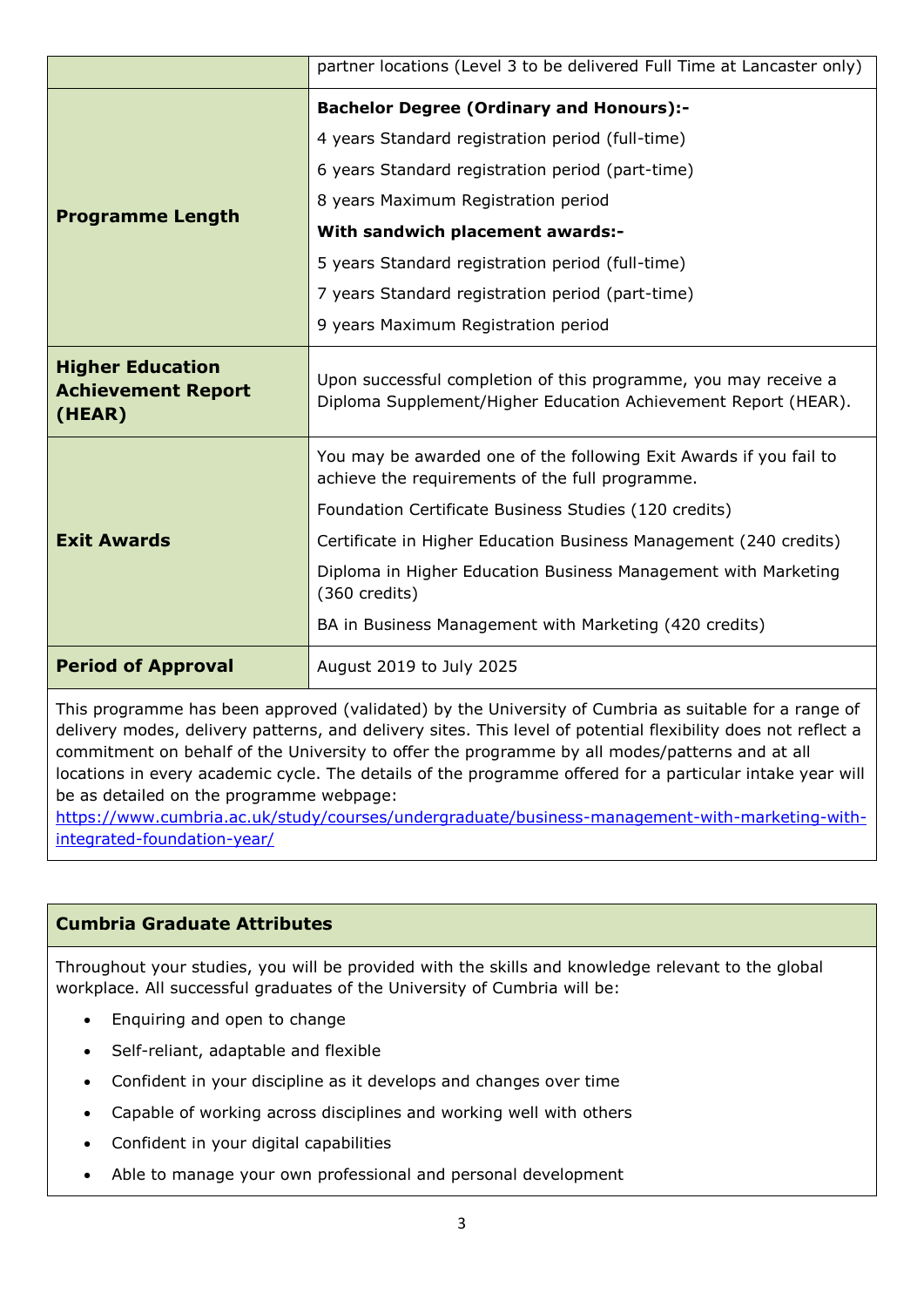| | |
|---|---|
| | partner locations (Level 3 to be delivered Full Time at Lancaster only) |
| **Programme Length** | **Bachelor Degree (Ordinary and Honours):-**<br>4 years Standard registration period (full-time)<br>6 years Standard registration period (part-time)<br>8 years Maximum Registration period<br>**With sandwich placement awards:-**<br>5 years Standard registration period (full-time)<br>7 years Standard registration period (part-time)<br>9 years Maximum Registration period |
| **Higher Education Achievement Report (HEAR)** | Upon successful completion of this programme, you may receive a Diploma Supplement/Higher Education Achievement Report (HEAR). |
| **Exit Awards** | You may be awarded one of the following Exit Awards if you fail to achieve the requirements of the full programme.<br>Foundation Certificate Business Studies (120 credits)<br>Certificate in Higher Education Business Management (240 credits)<br>Diploma in Higher Education Business Management with Marketing (360 credits)<br>BA in Business Management with Marketing (420 credits) |
| **Period of Approval** | August 2019 to July 2025 |

This programme has been approved (validated) by the University of Cumbria as suitable for a range of delivery modes, delivery patterns, and delivery sites. This level of potential flexibility does not reflect a commitment on behalf of the University to offer the programme by all modes/patterns and at all locations in every academic cycle. The details of the programme offered for a particular intake year will be as detailed on the programme webpage: https://www.cumbria.ac.uk/study/courses/undergraduate/business-management-with-marketing-with-integrated-foundation-year/

## Cumbria Graduate Attributes

Throughout your studies, you will be provided with the skills and knowledge relevant to the global workplace. All successful graduates of the University of Cumbria will be:

- Enquiring and open to change
- Self-reliant, adaptable and flexible
- Confident in your discipline as it develops and changes over time
- Capable of working across disciplines and working well with others
- Confident in your digital capabilities
- Able to manage your own professional and personal development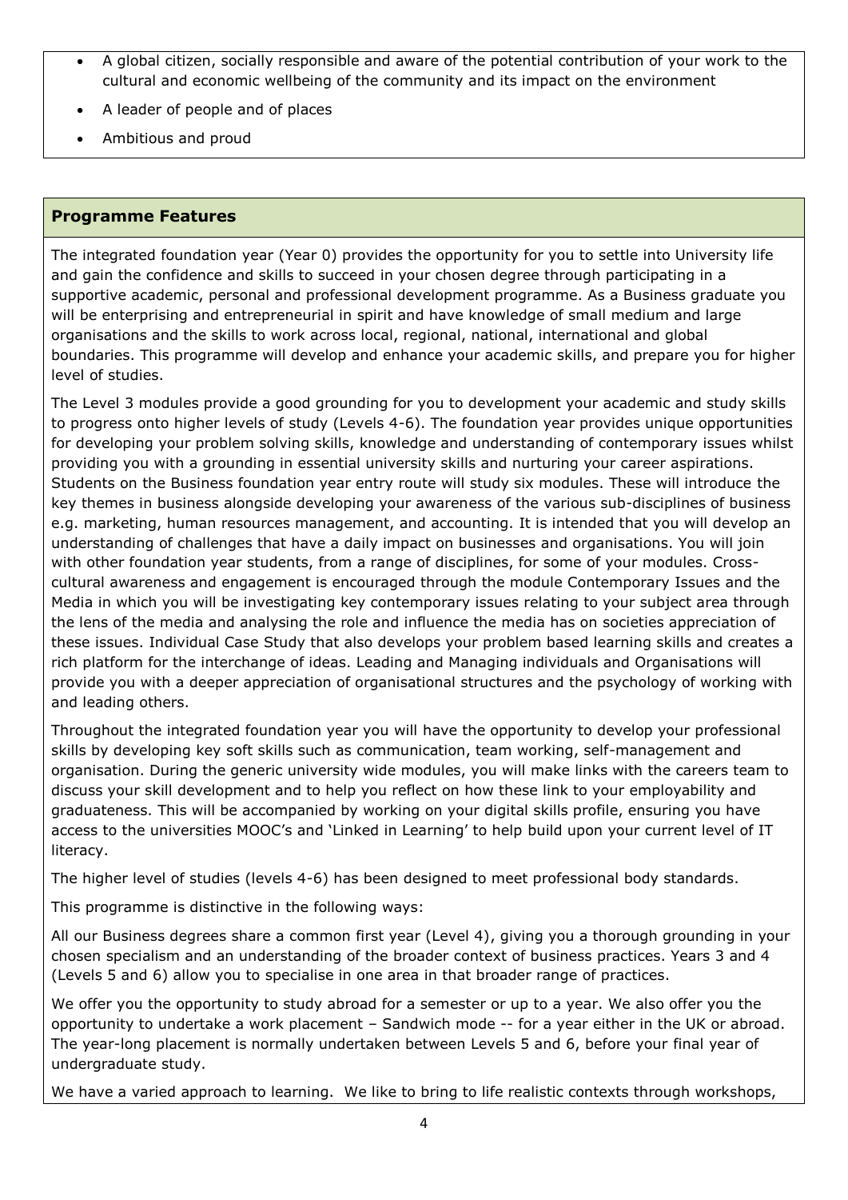- A global citizen, socially responsible and aware of the potential contribution of your work to the cultural and economic wellbeing of the community and its impact on the environment
- A leader of people and of places
- Ambitious and proud

## Programme Features

The integrated foundation year (Year 0) provides the opportunity for you to settle into University life and gain the confidence and skills to succeed in your chosen degree through participating in a supportive academic, personal and professional development programme. As a Business graduate you will be enterprising and entrepreneurial in spirit and have knowledge of small medium and large organisations and the skills to work across local, regional, national, international and global boundaries. This programme will develop and enhance your academic skills, and prepare you for higher level of studies.

The Level 3 modules provide a good grounding for you to development your academic and study skills to progress onto higher levels of study (Levels 4-6). The foundation year provides unique opportunities for developing your problem solving skills, knowledge and understanding of contemporary issues whilst providing you with a grounding in essential university skills and nurturing your career aspirations. Students on the Business foundation year entry route will study six modules. These will introduce the key themes in business alongside developing your awareness of the various sub-disciplines of business e.g. marketing, human resources management, and accounting. It is intended that you will develop an understanding of challenges that have a daily impact on businesses and organisations. You will join with other foundation year students, from a range of disciplines, for some of your modules. Cross-cultural awareness and engagement is encouraged through the module Contemporary Issues and the Media in which you will be investigating key contemporary issues relating to your subject area through the lens of the media and analysing the role and influence the media has on societies appreciation of these issues. Individual Case Study that also develops your problem based learning skills and creates a rich platform for the interchange of ideas. Leading and Managing individuals and Organisations will provide you with a deeper appreciation of organisational structures and the psychology of working with and leading others.

Throughout the integrated foundation year you will have the opportunity to develop your professional skills by developing key soft skills such as communication, team working, self-management and organisation. During the generic university wide modules, you will make links with the careers team to discuss your skill development and to help you reflect on how these link to your employability and graduateness. This will be accompanied by working on your digital skills profile, ensuring you have access to the universities MOOC's and 'Linked in Learning' to help build upon your current level of IT literacy.

The higher level of studies (levels 4-6) has been designed to meet professional body standards.

This programme is distinctive in the following ways:

All our Business degrees share a common first year (Level 4), giving you a thorough grounding in your chosen specialism and an understanding of the broader context of business practices. Years 3 and 4 (Levels 5 and 6) allow you to specialise in one area in that broader range of practices.

We offer you the opportunity to study abroad for a semester or up to a year. We also offer you the opportunity to undertake a work placement – Sandwich mode -- for a year either in the UK or abroad. The year-long placement is normally undertaken between Levels 5 and 6, before your final year of undergraduate study.

We have a varied approach to learning. We like to bring to life realistic contexts through workshops,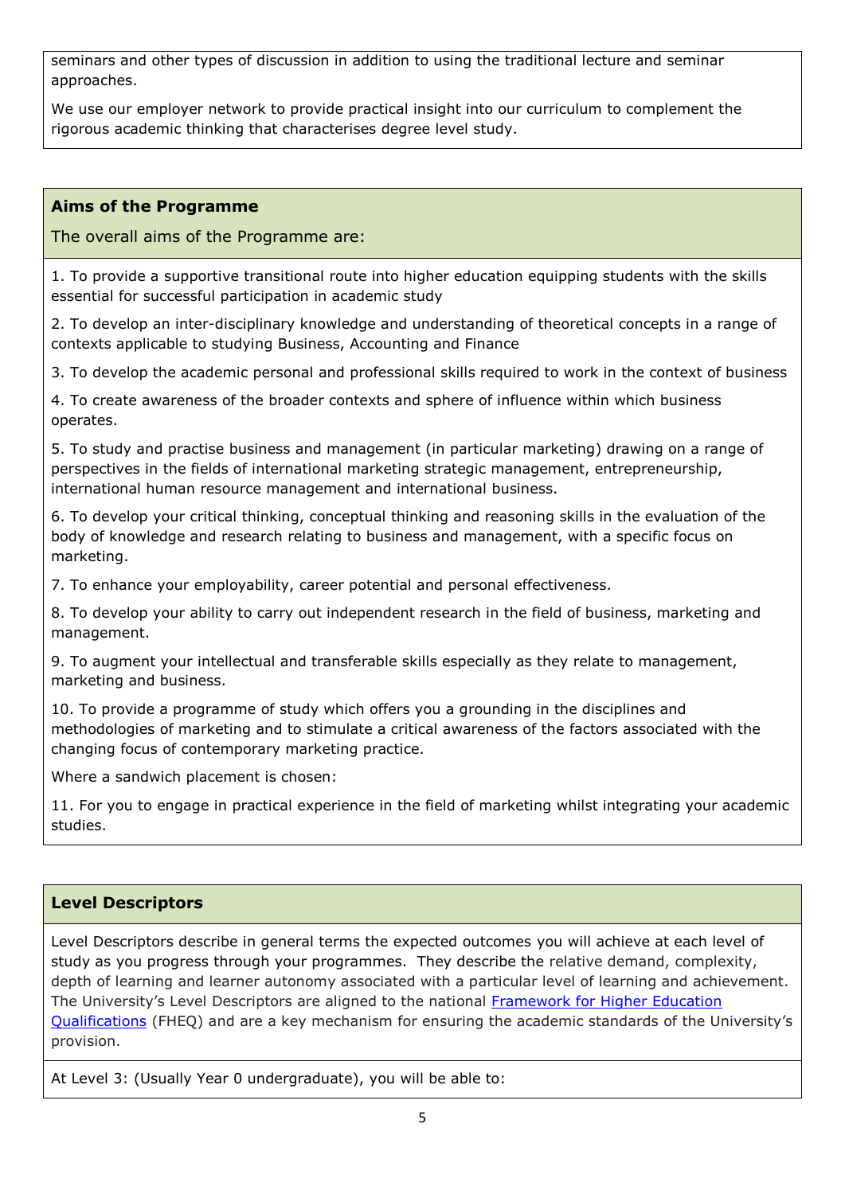seminars and other types of discussion in addition to using the traditional lecture and seminar approaches.

We use our employer network to provide practical insight into our curriculum to complement the rigorous academic thinking that characterises degree level study.

## Aims of the Programme

The overall aims of the Programme are:

1. To provide a supportive transitional route into higher education equipping students with the skills essential for successful participation in academic study

2. To develop an inter-disciplinary knowledge and understanding of theoretical concepts in a range of contexts applicable to studying Business, Accounting and Finance

3. To develop the academic personal and professional skills required to work in the context of business

4. To create awareness of the broader contexts and sphere of influence within which business operates.

5. To study and practise business and management (in particular marketing) drawing on a range of perspectives in the fields of international marketing strategic management, entrepreneurship, international human resource management and international business.

6. To develop your critical thinking, conceptual thinking and reasoning skills in the evaluation of the body of knowledge and research relating to business and management, with a specific focus on marketing.

7. To enhance your employability, career potential and personal effectiveness.

8. To develop your ability to carry out independent research in the field of business, marketing and management.

9. To augment your intellectual and transferable skills especially as they relate to management, marketing and business.

10. To provide a programme of study which offers you a grounding in the disciplines and methodologies of marketing and to stimulate a critical awareness of the factors associated with the changing focus of contemporary marketing practice.

Where a sandwich placement is chosen:

11. For you to engage in practical experience in the field of marketing whilst integrating your academic studies.

## Level Descriptors

Level Descriptors describe in general terms the expected outcomes you will achieve at each level of study as you progress through your programmes. They describe the relative demand, complexity, depth of learning and learner autonomy associated with a particular level of learning and achievement. The University's Level Descriptors are aligned to the national Framework for Higher Education Qualifications (FHEQ) and are a key mechanism for ensuring the academic standards of the University's provision.

At Level 3: (Usually Year 0 undergraduate), you will be able to: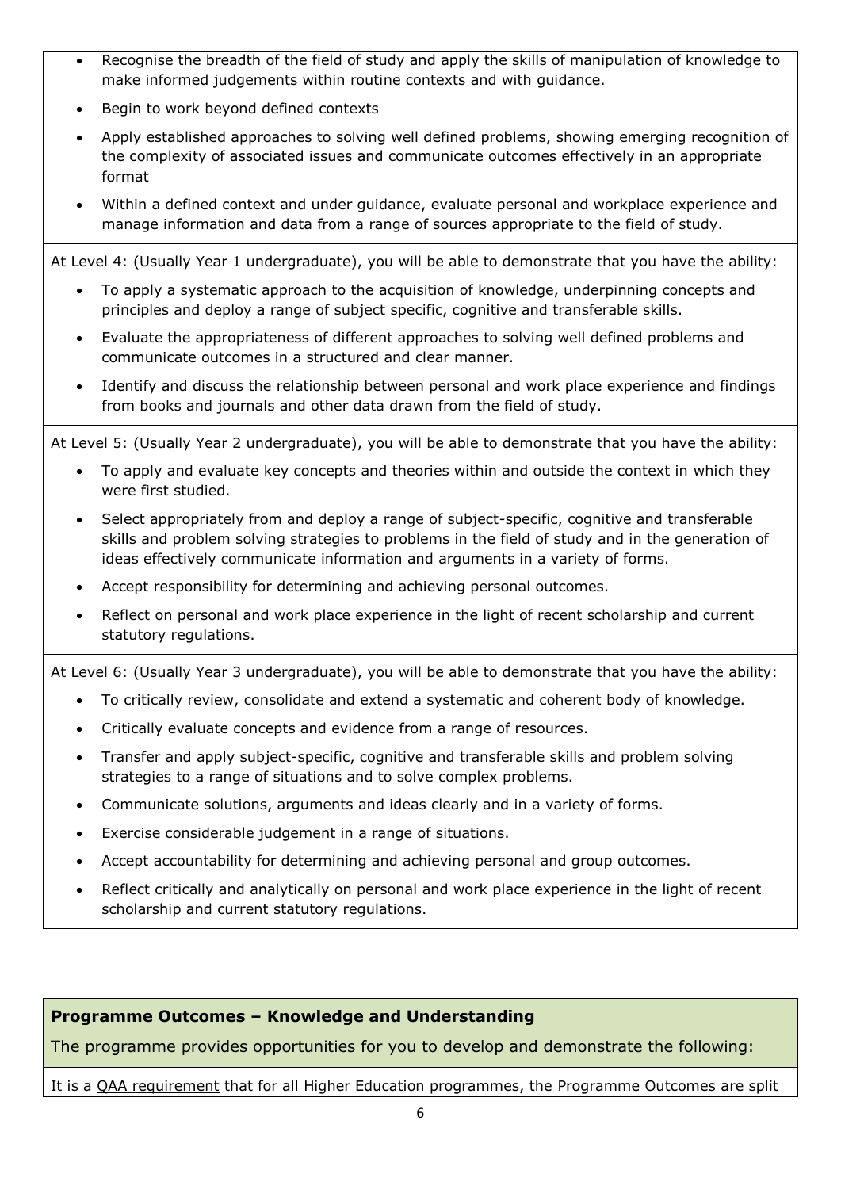- Recognise the breadth of the field of study and apply the skills of manipulation of knowledge to make informed judgements within routine contexts and with guidance.
- Begin to work beyond defined contexts
- Apply established approaches to solving well defined problems, showing emerging recognition of the complexity of associated issues and communicate outcomes effectively in an appropriate format
- Within a defined context and under guidance, evaluate personal and workplace experience and manage information and data from a range of sources appropriate to the field of study.

At Level 4: (Usually Year 1 undergraduate), you will be able to demonstrate that you have the ability:

- To apply a systematic approach to the acquisition of knowledge, underpinning concepts and principles and deploy a range of subject specific, cognitive and transferable skills.
- Evaluate the appropriateness of different approaches to solving well defined problems and communicate outcomes in a structured and clear manner.
- Identify and discuss the relationship between personal and work place experience and findings from books and journals and other data drawn from the field of study.

At Level 5: (Usually Year 2 undergraduate), you will be able to demonstrate that you have the ability:

- To apply and evaluate key concepts and theories within and outside the context in which they were first studied.
- Select appropriately from and deploy a range of subject-specific, cognitive and transferable skills and problem solving strategies to problems in the field of study and in the generation of ideas effectively communicate information and arguments in a variety of forms.
- Accept responsibility for determining and achieving personal outcomes.
- Reflect on personal and work place experience in the light of recent scholarship and current statutory regulations.

At Level 6: (Usually Year 3 undergraduate), you will be able to demonstrate that you have the ability:

- To critically review, consolidate and extend a systematic and coherent body of knowledge.
- Critically evaluate concepts and evidence from a range of resources.
- Transfer and apply subject-specific, cognitive and transferable skills and problem solving strategies to a range of situations and to solve complex problems.
- Communicate solutions, arguments and ideas clearly and in a variety of forms.
- Exercise considerable judgement in a range of situations.
- Accept accountability for determining and achieving personal and group outcomes.
- Reflect critically and analytically on personal and work place experience in the light of recent scholarship and current statutory regulations.

## Programme Outcomes – Knowledge and Understanding

The programme provides opportunities for you to develop and demonstrate the following:

It is a QAA requirement that for all Higher Education programmes, the Programme Outcomes are split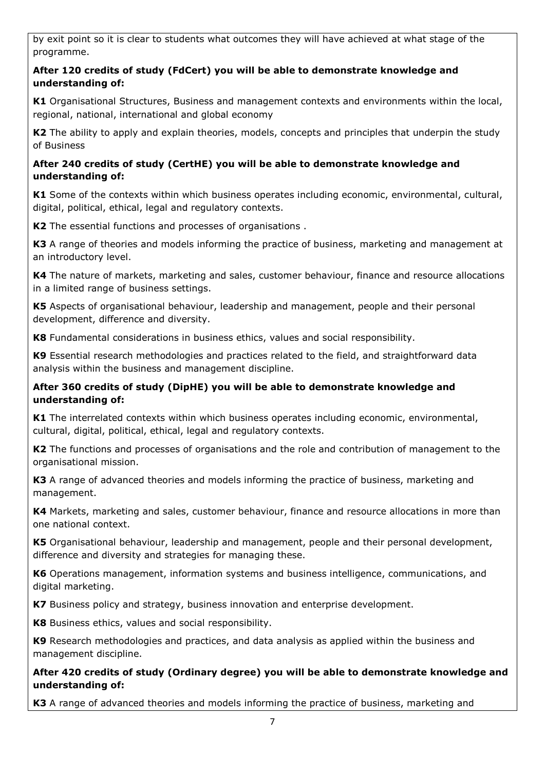by exit point so it is clear to students what outcomes they will have achieved at what stage of the programme.

**After 120 credits of study (FdCert) you will be able to demonstrate knowledge and understanding of:**

**K1** Organisational Structures, Business and management contexts and environments within the local, regional, national, international and global economy

**K2** The ability to apply and explain theories, models, concepts and principles that underpin the study of Business

**After 240 credits of study (CertHE) you will be able to demonstrate knowledge and understanding of:**

**K1** Some of the contexts within which business operates including economic, environmental, cultural, digital, political, ethical, legal and regulatory contexts.

**K2** The essential functions and processes of organisations .

**K3** A range of theories and models informing the practice of business, marketing and management at an introductory level.

**K4** The nature of markets, marketing and sales, customer behaviour, finance and resource allocations in a limited range of business settings.

**K5** Aspects of organisational behaviour, leadership and management, people and their personal development, difference and diversity.

**K8** Fundamental considerations in business ethics, values and social responsibility.

**K9** Essential research methodologies and practices related to the field, and straightforward data analysis within the business and management discipline.

**After 360 credits of study (DipHE) you will be able to demonstrate knowledge and understanding of:**

**K1** The interrelated contexts within which business operates including economic, environmental, cultural, digital, political, ethical, legal and regulatory contexts.

**K2** The functions and processes of organisations and the role and contribution of management to the organisational mission.

**K3** A range of advanced theories and models informing the practice of business, marketing and management.

**K4** Markets, marketing and sales, customer behaviour, finance and resource allocations in more than one national context.

**K5** Organisational behaviour, leadership and management, people and their personal development, difference and diversity and strategies for managing these.

**K6** Operations management, information systems and business intelligence, communications, and digital marketing.

**K7** Business policy and strategy, business innovation and enterprise development.

**K8** Business ethics, values and social responsibility.

**K9** Research methodologies and practices, and data analysis as applied within the business and management discipline.

**After 420 credits of study (Ordinary degree) you will be able to demonstrate knowledge and understanding of:**

**K3** A range of advanced theories and models informing the practice of business, marketing and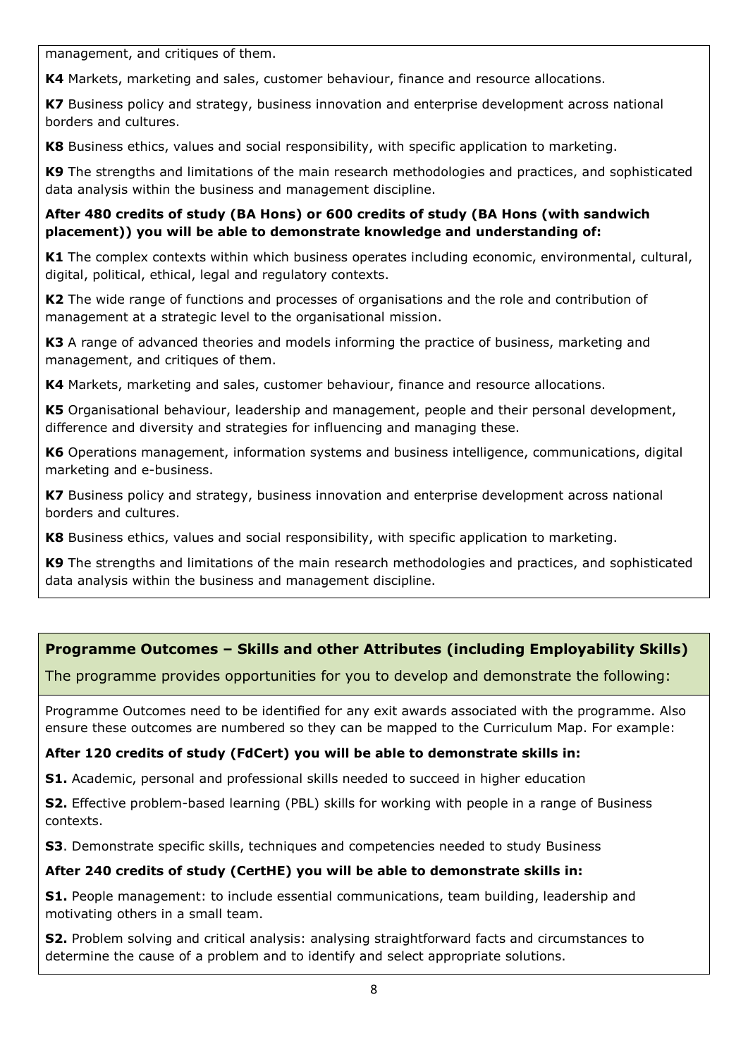management, and critiques of them.

**K4** Markets, marketing and sales, customer behaviour, finance and resource allocations.

**K7** Business policy and strategy, business innovation and enterprise development across national borders and cultures.

**K8** Business ethics, values and social responsibility, with specific application to marketing.

**K9** The strengths and limitations of the main research methodologies and practices, and sophisticated data analysis within the business and management discipline.

**After 480 credits of study (BA Hons) or 600 credits of study (BA Hons (with sandwich placement)) you will be able to demonstrate knowledge and understanding of:**

**K1** The complex contexts within which business operates including economic, environmental, cultural, digital, political, ethical, legal and regulatory contexts.

**K2** The wide range of functions and processes of organisations and the role and contribution of management at a strategic level to the organisational mission.

**K3** A range of advanced theories and models informing the practice of business, marketing and management, and critiques of them.

**K4** Markets, marketing and sales, customer behaviour, finance and resource allocations.

**K5** Organisational behaviour, leadership and management, people and their personal development, difference and diversity and strategies for influencing and managing these.

**K6** Operations management, information systems and business intelligence, communications, digital marketing and e-business.

**K7** Business policy and strategy, business innovation and enterprise development across national borders and cultures.

**K8** Business ethics, values and social responsibility, with specific application to marketing.

**K9** The strengths and limitations of the main research methodologies and practices, and sophisticated data analysis within the business and management discipline.

## Programme Outcomes – Skills and other Attributes (including Employability Skills)

The programme provides opportunities for you to develop and demonstrate the following:

Programme Outcomes need to be identified for any exit awards associated with the programme. Also ensure these outcomes are numbered so they can be mapped to the Curriculum Map. For example:

**After 120 credits of study (FdCert) you will be able to demonstrate skills in:**

**S1.** Academic, personal and professional skills needed to succeed in higher education

**S2.** Effective problem-based learning (PBL) skills for working with people in a range of Business contexts.

**S3**. Demonstrate specific skills, techniques and competencies needed to study Business

**After 240 credits of study (CertHE) you will be able to demonstrate skills in:**

**S1.** People management: to include essential communications, team building, leadership and motivating others in a small team.

**S2.** Problem solving and critical analysis: analysing straightforward facts and circumstances to determine the cause of a problem and to identify and select appropriate solutions.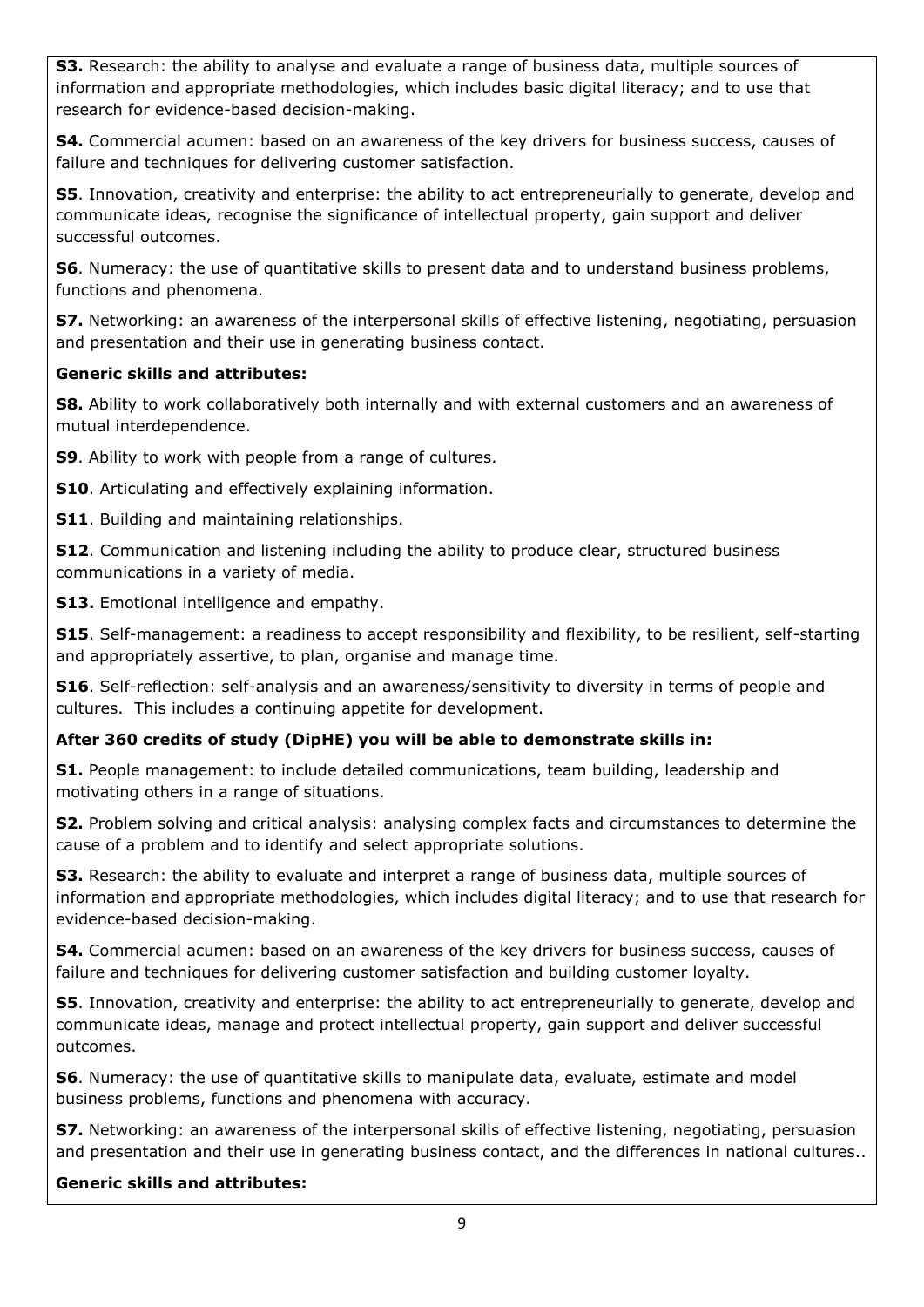**S3.** Research: the ability to analyse and evaluate a range of business data, multiple sources of information and appropriate methodologies, which includes basic digital literacy; and to use that research for evidence-based decision-making.

**S4.** Commercial acumen: based on an awareness of the key drivers for business success, causes of failure and techniques for delivering customer satisfaction.

**S5**. Innovation, creativity and enterprise: the ability to act entrepreneurially to generate, develop and communicate ideas, recognise the significance of intellectual property, gain support and deliver successful outcomes.

**S6**. Numeracy: the use of quantitative skills to present data and to understand business problems, functions and phenomena.

**S7.** Networking: an awareness of the interpersonal skills of effective listening, negotiating, persuasion and presentation and their use in generating business contact.

**Generic skills and attributes:**

**S8.** Ability to work collaboratively both internally and with external customers and an awareness of mutual interdependence.

**S9**. Ability to work with people from a range of cultures.

**S10**. Articulating and effectively explaining information.

**S11**. Building and maintaining relationships.

**S12**. Communication and listening including the ability to produce clear, structured business communications in a variety of media.

**S13.** Emotional intelligence and empathy.

**S15**. Self-management: a readiness to accept responsibility and flexibility, to be resilient, self-starting and appropriately assertive, to plan, organise and manage time.

**S16**. Self-reflection: self-analysis and an awareness/sensitivity to diversity in terms of people and cultures. This includes a continuing appetite for development.

**After 360 credits of study (DipHE) you will be able to demonstrate skills in:**

**S1.** People management: to include detailed communications, team building, leadership and motivating others in a range of situations.

**S2.** Problem solving and critical analysis: analysing complex facts and circumstances to determine the cause of a problem and to identify and select appropriate solutions.

**S3.** Research: the ability to evaluate and interpret a range of business data, multiple sources of information and appropriate methodologies, which includes digital literacy; and to use that research for evidence-based decision-making.

**S4.** Commercial acumen: based on an awareness of the key drivers for business success, causes of failure and techniques for delivering customer satisfaction and building customer loyalty.

**S5**. Innovation, creativity and enterprise: the ability to act entrepreneurially to generate, develop and communicate ideas, manage and protect intellectual property, gain support and deliver successful outcomes.

**S6**. Numeracy: the use of quantitative skills to manipulate data, evaluate, estimate and model business problems, functions and phenomena with accuracy.

**S7.** Networking: an awareness of the interpersonal skills of effective listening, negotiating, persuasion and presentation and their use in generating business contact, and the differences in national cultures..

**Generic skills and attributes:**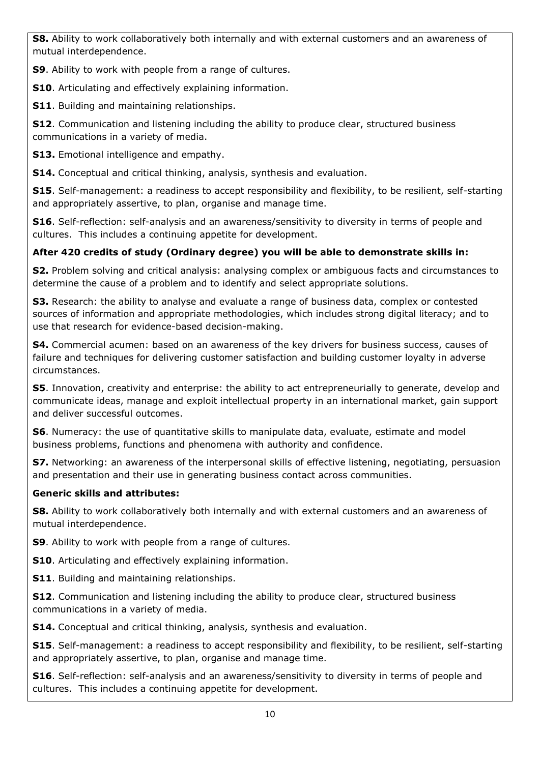**S8.** Ability to work collaboratively both internally and with external customers and an awareness of mutual interdependence.

**S9**. Ability to work with people from a range of cultures.

**S10**. Articulating and effectively explaining information.

**S11**. Building and maintaining relationships.

**S12**. Communication and listening including the ability to produce clear, structured business communications in a variety of media.

**S13.** Emotional intelligence and empathy.

**S14.** Conceptual and critical thinking, analysis, synthesis and evaluation.

**S15**. Self-management: a readiness to accept responsibility and flexibility, to be resilient, self-starting and appropriately assertive, to plan, organise and manage time.

**S16**. Self-reflection: self-analysis and an awareness/sensitivity to diversity in terms of people and cultures. This includes a continuing appetite for development.

**After 420 credits of study (Ordinary degree) you will be able to demonstrate skills in:**

**S2.** Problem solving and critical analysis: analysing complex or ambiguous facts and circumstances to determine the cause of a problem and to identify and select appropriate solutions.

**S3.** Research: the ability to analyse and evaluate a range of business data, complex or contested sources of information and appropriate methodologies, which includes strong digital literacy; and to use that research for evidence-based decision-making.

**S4.** Commercial acumen: based on an awareness of the key drivers for business success, causes of failure and techniques for delivering customer satisfaction and building customer loyalty in adverse circumstances.

**S5**. Innovation, creativity and enterprise: the ability to act entrepreneurially to generate, develop and communicate ideas, manage and exploit intellectual property in an international market, gain support and deliver successful outcomes.

**S6**. Numeracy: the use of quantitative skills to manipulate data, evaluate, estimate and model business problems, functions and phenomena with authority and confidence.

**S7.** Networking: an awareness of the interpersonal skills of effective listening, negotiating, persuasion and presentation and their use in generating business contact across communities.

**Generic skills and attributes:**

**S8.** Ability to work collaboratively both internally and with external customers and an awareness of mutual interdependence.

**S9**. Ability to work with people from a range of cultures.

**S10**. Articulating and effectively explaining information.

**S11**. Building and maintaining relationships.

**S12**. Communication and listening including the ability to produce clear, structured business communications in a variety of media.

**S14.** Conceptual and critical thinking, analysis, synthesis and evaluation.

**S15**. Self-management: a readiness to accept responsibility and flexibility, to be resilient, self-starting and appropriately assertive, to plan, organise and manage time.

**S16**. Self-reflection: self-analysis and an awareness/sensitivity to diversity in terms of people and cultures. This includes a continuing appetite for development.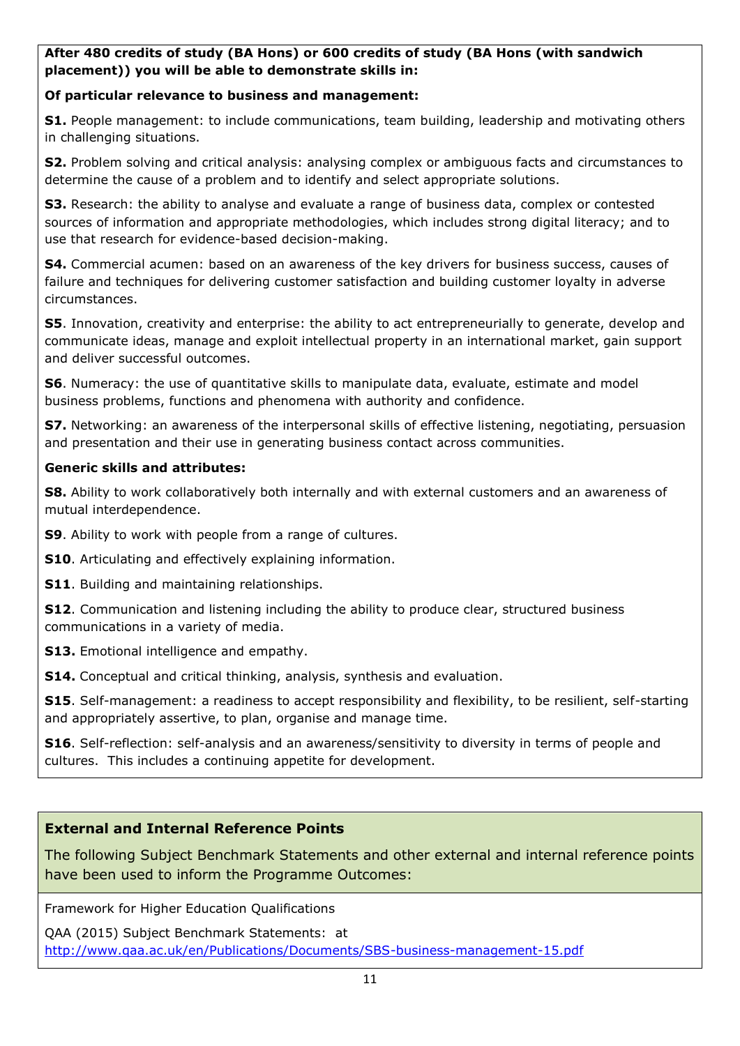**After 480 credits of study (BA Hons) or 600 credits of study (BA Hons (with sandwich placement)) you will be able to demonstrate skills in:**

**Of particular relevance to business and management:**

**S1.** People management: to include communications, team building, leadership and motivating others in challenging situations.

**S2.** Problem solving and critical analysis: analysing complex or ambiguous facts and circumstances to determine the cause of a problem and to identify and select appropriate solutions.

**S3.** Research: the ability to analyse and evaluate a range of business data, complex or contested sources of information and appropriate methodologies, which includes strong digital literacy; and to use that research for evidence-based decision-making.

**S4.** Commercial acumen: based on an awareness of the key drivers for business success, causes of failure and techniques for delivering customer satisfaction and building customer loyalty in adverse circumstances.

**S5**. Innovation, creativity and enterprise: the ability to act entrepreneurially to generate, develop and communicate ideas, manage and exploit intellectual property in an international market, gain support and deliver successful outcomes.

**S6**. Numeracy: the use of quantitative skills to manipulate data, evaluate, estimate and model business problems, functions and phenomena with authority and confidence.

**S7.** Networking: an awareness of the interpersonal skills of effective listening, negotiating, persuasion and presentation and their use in generating business contact across communities.

**Generic skills and attributes:**

**S8.** Ability to work collaboratively both internally and with external customers and an awareness of mutual interdependence.

**S9**. Ability to work with people from a range of cultures.

**S10**. Articulating and effectively explaining information.

**S11**. Building and maintaining relationships.

**S12**. Communication and listening including the ability to produce clear, structured business communications in a variety of media.

**S13.** Emotional intelligence and empathy.

**S14.** Conceptual and critical thinking, analysis, synthesis and evaluation.

**S15**. Self-management: a readiness to accept responsibility and flexibility, to be resilient, self-starting and appropriately assertive, to plan, organise and manage time.

**S16**. Self-reflection: self-analysis and an awareness/sensitivity to diversity in terms of people and cultures. This includes a continuing appetite for development.

## External and Internal Reference Points

The following Subject Benchmark Statements and other external and internal reference points have been used to inform the Programme Outcomes:

Framework for Higher Education Qualifications

QAA (2015) Subject Benchmark Statements: at http://www.qaa.ac.uk/en/Publications/Documents/SBS-business-management-15.pdf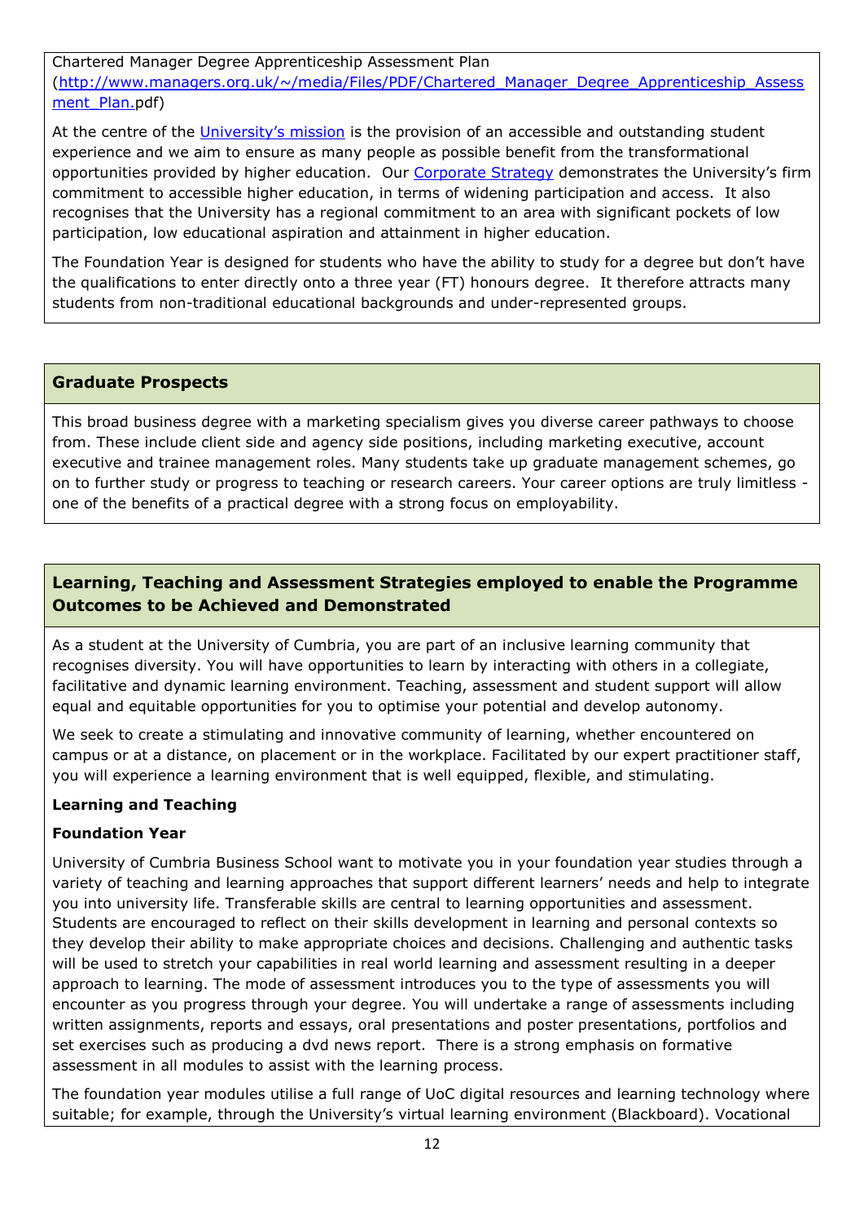Chartered Manager Degree Apprenticeship Assessment Plan (http://www.managers.org.uk/~/media/Files/PDF/Chartered_Manager_Degree_Apprenticeship_Assessment_Plan.pdf)

At the centre of the University's mission is the provision of an accessible and outstanding student experience and we aim to ensure as many people as possible benefit from the transformational opportunities provided by higher education. Our Corporate Strategy demonstrates the University's firm commitment to accessible higher education, in terms of widening participation and access. It also recognises that the University has a regional commitment to an area with significant pockets of low participation, low educational aspiration and attainment in higher education.

The Foundation Year is designed for students who have the ability to study for a degree but don't have the qualifications to enter directly onto a three year (FT) honours degree. It therefore attracts many students from non-traditional educational backgrounds and under-represented groups.

## Graduate Prospects

This broad business degree with a marketing specialism gives you diverse career pathways to choose from. These include client side and agency side positions, including marketing executive, account executive and trainee management roles. Many students take up graduate management schemes, go on to further study or progress to teaching or research careers. Your career options are truly limitless - one of the benefits of a practical degree with a strong focus on employability.

## Learning, Teaching and Assessment Strategies employed to enable the Programme Outcomes to be Achieved and Demonstrated

As a student at the University of Cumbria, you are part of an inclusive learning community that recognises diversity. You will have opportunities to learn by interacting with others in a collegiate, facilitative and dynamic learning environment. Teaching, assessment and student support will allow equal and equitable opportunities for you to optimise your potential and develop autonomy.

We seek to create a stimulating and innovative community of learning, whether encountered on campus or at a distance, on placement or in the workplace. Facilitated by our expert practitioner staff, you will experience a learning environment that is well equipped, flexible, and stimulating.

**Learning and Teaching**

**Foundation Year**

University of Cumbria Business School want to motivate you in your foundation year studies through a variety of teaching and learning approaches that support different learners' needs and help to integrate you into university life. Transferable skills are central to learning opportunities and assessment. Students are encouraged to reflect on their skills development in learning and personal contexts so they develop their ability to make appropriate choices and decisions. Challenging and authentic tasks will be used to stretch your capabilities in real world learning and assessment resulting in a deeper approach to learning. The mode of assessment introduces you to the type of assessments you will encounter as you progress through your degree. You will undertake a range of assessments including written assignments, reports and essays, oral presentations and poster presentations, portfolios and set exercises such as producing a dvd news report. There is a strong emphasis on formative assessment in all modules to assist with the learning process.

The foundation year modules utilise a full range of UoC digital resources and learning technology where suitable; for example, through the University's virtual learning environment (Blackboard). Vocational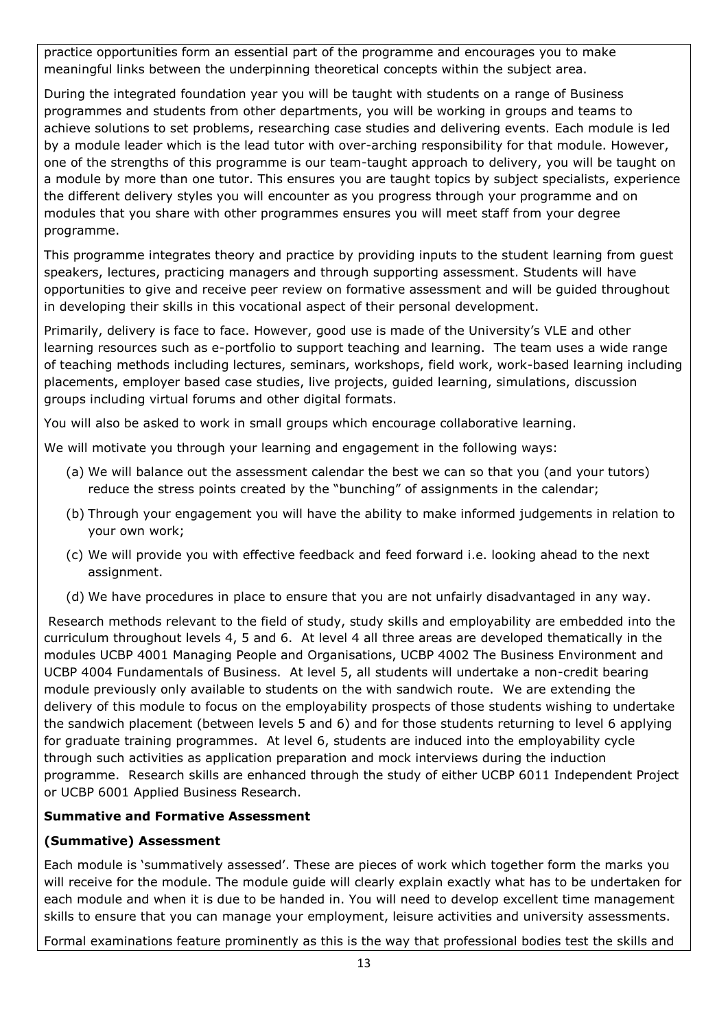practice opportunities form an essential part of the programme and encourages you to make meaningful links between the underpinning theoretical concepts within the subject area.

During the integrated foundation year you will be taught with students on a range of Business programmes and students from other departments, you will be working in groups and teams to achieve solutions to set problems, researching case studies and delivering events. Each module is led by a module leader which is the lead tutor with over-arching responsibility for that module. However, one of the strengths of this programme is our team-taught approach to delivery, you will be taught on a module by more than one tutor. This ensures you are taught topics by subject specialists, experience the different delivery styles you will encounter as you progress through your programme and on modules that you share with other programmes ensures you will meet staff from your degree programme.

This programme integrates theory and practice by providing inputs to the student learning from guest speakers, lectures, practicing managers and through supporting assessment. Students will have opportunities to give and receive peer review on formative assessment and will be guided throughout in developing their skills in this vocational aspect of their personal development.

Primarily, delivery is face to face. However, good use is made of the University's VLE and other learning resources such as e-portfolio to support teaching and learning. The team uses a wide range of teaching methods including lectures, seminars, workshops, field work, work-based learning including placements, employer based case studies, live projects, guided learning, simulations, discussion groups including virtual forums and other digital formats.

You will also be asked to work in small groups which encourage collaborative learning.

We will motivate you through your learning and engagement in the following ways:

(a) We will balance out the assessment calendar the best we can so that you (and your tutors) reduce the stress points created by the "bunching" of assignments in the calendar;

(b) Through your engagement you will have the ability to make informed judgements in relation to your own work;

(c) We will provide you with effective feedback and feed forward i.e. looking ahead to the next assignment.

(d) We have procedures in place to ensure that you are not unfairly disadvantaged in any way.

Research methods relevant to the field of study, study skills and employability are embedded into the curriculum throughout levels 4, 5 and 6. At level 4 all three areas are developed thematically in the modules UCBP 4001 Managing People and Organisations, UCBP 4002 The Business Environment and UCBP 4004 Fundamentals of Business. At level 5, all students will undertake a non-credit bearing module previously only available to students on the with sandwich route. We are extending the delivery of this module to focus on the employability prospects of those students wishing to undertake the sandwich placement (between levels 5 and 6) and for those students returning to level 6 applying for graduate training programmes. At level 6, students are induced into the employability cycle through such activities as application preparation and mock interviews during the induction programme. Research skills are enhanced through the study of either UCBP 6011 Independent Project or UCBP 6001 Applied Business Research.

**Summative and Formative Assessment**

**(Summative) Assessment**

Each module is 'summatively assessed'. These are pieces of work which together form the marks you will receive for the module. The module guide will clearly explain exactly what has to be undertaken for each module and when it is due to be handed in. You will need to develop excellent time management skills to ensure that you can manage your employment, leisure activities and university assessments.

Formal examinations feature prominently as this is the way that professional bodies test the skills and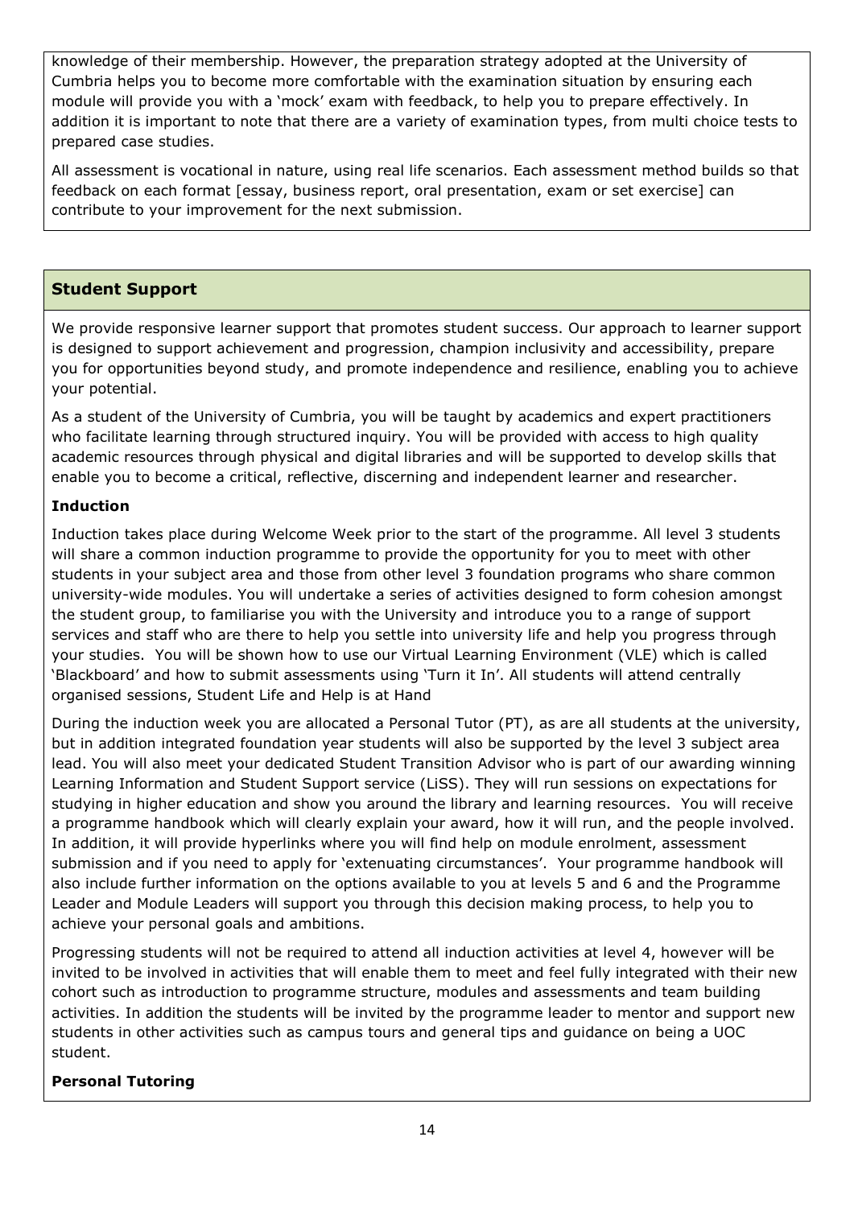knowledge of their membership. However, the preparation strategy adopted at the University of Cumbria helps you to become more comfortable with the examination situation by ensuring each module will provide you with a 'mock' exam with feedback, to help you to prepare effectively. In addition it is important to note that there are a variety of examination types, from multi choice tests to prepared case studies.

All assessment is vocational in nature, using real life scenarios. Each assessment method builds so that feedback on each format [essay, business report, oral presentation, exam or set exercise] can contribute to your improvement for the next submission.

## Student Support

We provide responsive learner support that promotes student success. Our approach to learner support is designed to support achievement and progression, champion inclusivity and accessibility, prepare you for opportunities beyond study, and promote independence and resilience, enabling you to achieve your potential.

As a student of the University of Cumbria, you will be taught by academics and expert practitioners who facilitate learning through structured inquiry. You will be provided with access to high quality academic resources through physical and digital libraries and will be supported to develop skills that enable you to become a critical, reflective, discerning and independent learner and researcher.

### Induction

Induction takes place during Welcome Week prior to the start of the programme. All level 3 students will share a common induction programme to provide the opportunity for you to meet with other students in your subject area and those from other level 3 foundation programs who share common university-wide modules. You will undertake a series of activities designed to form cohesion amongst the student group, to familiarise you with the University and introduce you to a range of support services and staff who are there to help you settle into university life and help you progress through your studies. You will be shown how to use our Virtual Learning Environment (VLE) which is called 'Blackboard' and how to submit assessments using 'Turn it In'. All students will attend centrally organised sessions, Student Life and Help is at Hand

During the induction week you are allocated a Personal Tutor (PT), as are all students at the university, but in addition integrated foundation year students will also be supported by the level 3 subject area lead. You will also meet your dedicated Student Transition Advisor who is part of our awarding winning Learning Information and Student Support service (LiSS). They will run sessions on expectations for studying in higher education and show you around the library and learning resources. You will receive a programme handbook which will clearly explain your award, how it will run, and the people involved. In addition, it will provide hyperlinks where you will find help on module enrolment, assessment submission and if you need to apply for 'extenuating circumstances'. Your programme handbook will also include further information on the options available to you at levels 5 and 6 and the Programme Leader and Module Leaders will support you through this decision making process, to help you to achieve your personal goals and ambitions.

Progressing students will not be required to attend all induction activities at level 4, however will be invited to be involved in activities that will enable them to meet and feel fully integrated with their new cohort such as introduction to programme structure, modules and assessments and team building activities. In addition the students will be invited by the programme leader to mentor and support new students in other activities such as campus tours and general tips and guidance on being a UOC student.

### Personal Tutoring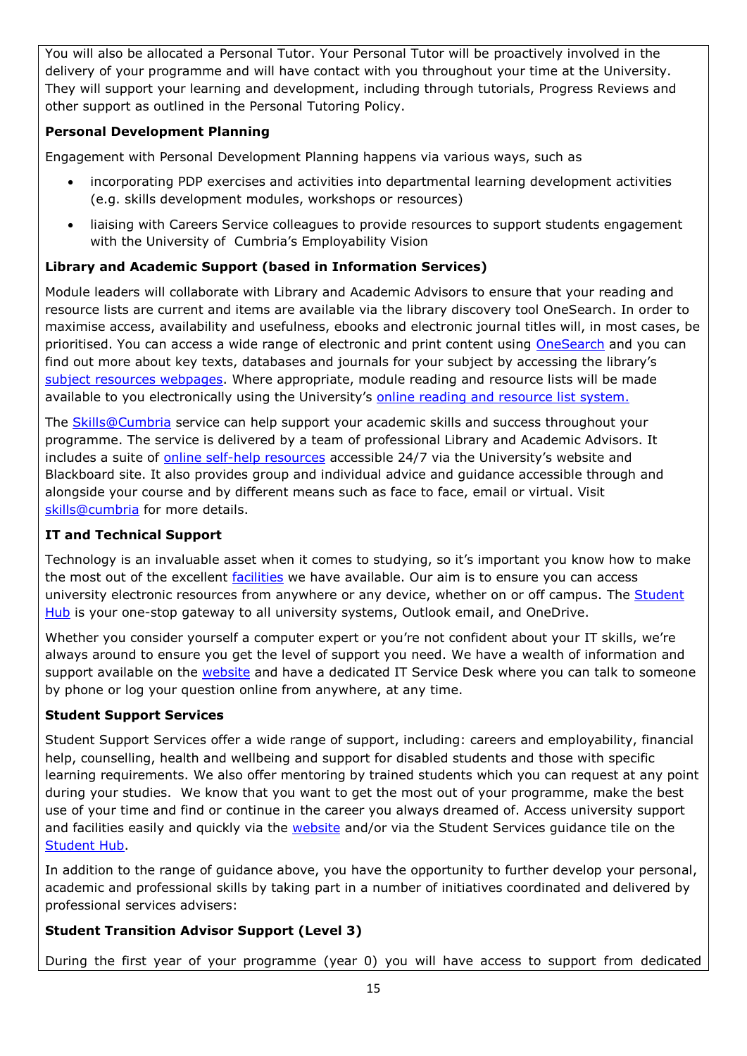You will also be allocated a Personal Tutor. Your Personal Tutor will be proactively involved in the delivery of your programme and will have contact with you throughout your time at the University. They will support your learning and development, including through tutorials, Progress Reviews and other support as outlined in the Personal Tutoring Policy.

**Personal Development Planning**

Engagement with Personal Development Planning happens via various ways, such as

- incorporating PDP exercises and activities into departmental learning development activities (e.g. skills development modules, workshops or resources)
- liaising with Careers Service colleagues to provide resources to support students engagement with the University of Cumbria's Employability Vision

**Library and Academic Support (based in Information Services)**

Module leaders will collaborate with Library and Academic Advisors to ensure that your reading and resource lists are current and items are available via the library discovery tool OneSearch. In order to maximise access, availability and usefulness, ebooks and electronic journal titles will, in most cases, be prioritised. You can access a wide range of electronic and print content using OneSearch and you can find out more about key texts, databases and journals for your subject by accessing the library's subject resources webpages. Where appropriate, module reading and resource lists will be made available to you electronically using the University's online reading and resource list system.

The Skills@Cumbria service can help support your academic skills and success throughout your programme. The service is delivered by a team of professional Library and Academic Advisors. It includes a suite of online self-help resources accessible 24/7 via the University's website and Blackboard site. It also provides group and individual advice and guidance accessible through and alongside your course and by different means such as face to face, email or virtual. Visit skills@cumbria for more details.

**IT and Technical Support**

Technology is an invaluable asset when it comes to studying, so it's important you know how to make the most out of the excellent facilities we have available. Our aim is to ensure you can access university electronic resources from anywhere or any device, whether on or off campus. The Student Hub is your one-stop gateway to all university systems, Outlook email, and OneDrive.

Whether you consider yourself a computer expert or you're not confident about your IT skills, we're always around to ensure you get the level of support you need. We have a wealth of information and support available on the website and have a dedicated IT Service Desk where you can talk to someone by phone or log your question online from anywhere, at any time.

**Student Support Services**

Student Support Services offer a wide range of support, including: careers and employability, financial help, counselling, health and wellbeing and support for disabled students and those with specific learning requirements. We also offer mentoring by trained students which you can request at any point during your studies. We know that you want to get the most out of your programme, make the best use of your time and find or continue in the career you always dreamed of. Access university support and facilities easily and quickly via the website and/or via the Student Services guidance tile on the Student Hub.

In addition to the range of guidance above, you have the opportunity to further develop your personal, academic and professional skills by taking part in a number of initiatives coordinated and delivered by professional services advisers:

**Student Transition Advisor Support (Level 3)**

During the first year of your programme (year 0) you will have access to support from dedicated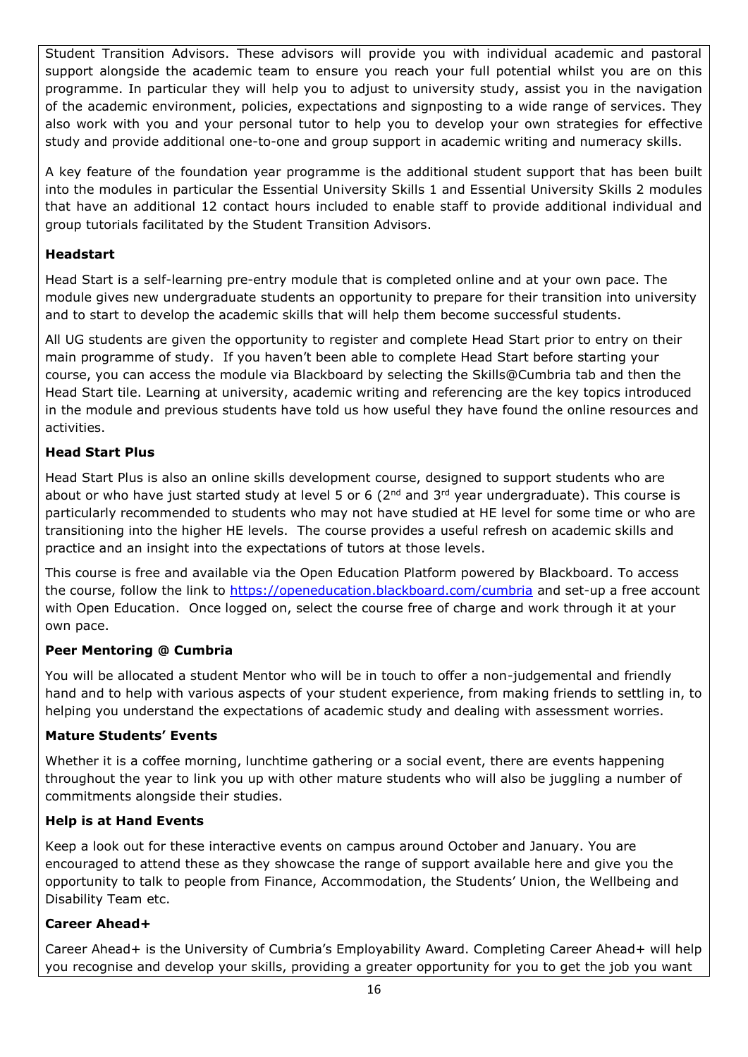Student Transition Advisors. These advisors will provide you with individual academic and pastoral support alongside the academic team to ensure you reach your full potential whilst you are on this programme. In particular they will help you to adjust to university study, assist you in the navigation of the academic environment, policies, expectations and signposting to a wide range of services. They also work with you and your personal tutor to help you to develop your own strategies for effective study and provide additional one-to-one and group support in academic writing and numeracy skills.

A key feature of the foundation year programme is the additional student support that has been built into the modules in particular the Essential University Skills 1 and Essential University Skills 2 modules that have an additional 12 contact hours included to enable staff to provide additional individual and group tutorials facilitated by the Student Transition Advisors.

**Headstart**

Head Start is a self-learning pre-entry module that is completed online and at your own pace. The module gives new undergraduate students an opportunity to prepare for their transition into university and to start to develop the academic skills that will help them become successful students.

All UG students are given the opportunity to register and complete Head Start prior to entry on their main programme of study. If you haven't been able to complete Head Start before starting your course, you can access the module via Blackboard by selecting the Skills@Cumbria tab and then the Head Start tile. Learning at university, academic writing and referencing are the key topics introduced in the module and previous students have told us how useful they have found the online resources and activities.

**Head Start Plus**

Head Start Plus is also an online skills development course, designed to support students who are about or who have just started study at level 5 or 6 (2nd and 3rd year undergraduate). This course is particularly recommended to students who may not have studied at HE level for some time or who are transitioning into the higher HE levels. The course provides a useful refresh on academic skills and practice and an insight into the expectations of tutors at those levels.

This course is free and available via the Open Education Platform powered by Blackboard. To access the course, follow the link to https://openeducation.blackboard.com/cumbria and set-up a free account with Open Education. Once logged on, select the course free of charge and work through it at your own pace.

**Peer Mentoring @ Cumbria**

You will be allocated a student Mentor who will be in touch to offer a non-judgemental and friendly hand and to help with various aspects of your student experience, from making friends to settling in, to helping you understand the expectations of academic study and dealing with assessment worries.

**Mature Students' Events**

Whether it is a coffee morning, lunchtime gathering or a social event, there are events happening throughout the year to link you up with other mature students who will also be juggling a number of commitments alongside their studies.

**Help is at Hand Events**

Keep a look out for these interactive events on campus around October and January. You are encouraged to attend these as they showcase the range of support available here and give you the opportunity to talk to people from Finance, Accommodation, the Students' Union, the Wellbeing and Disability Team etc.

**Career Ahead+**

Career Ahead+ is the University of Cumbria's Employability Award. Completing Career Ahead+ will help you recognise and develop your skills, providing a greater opportunity for you to get the job you want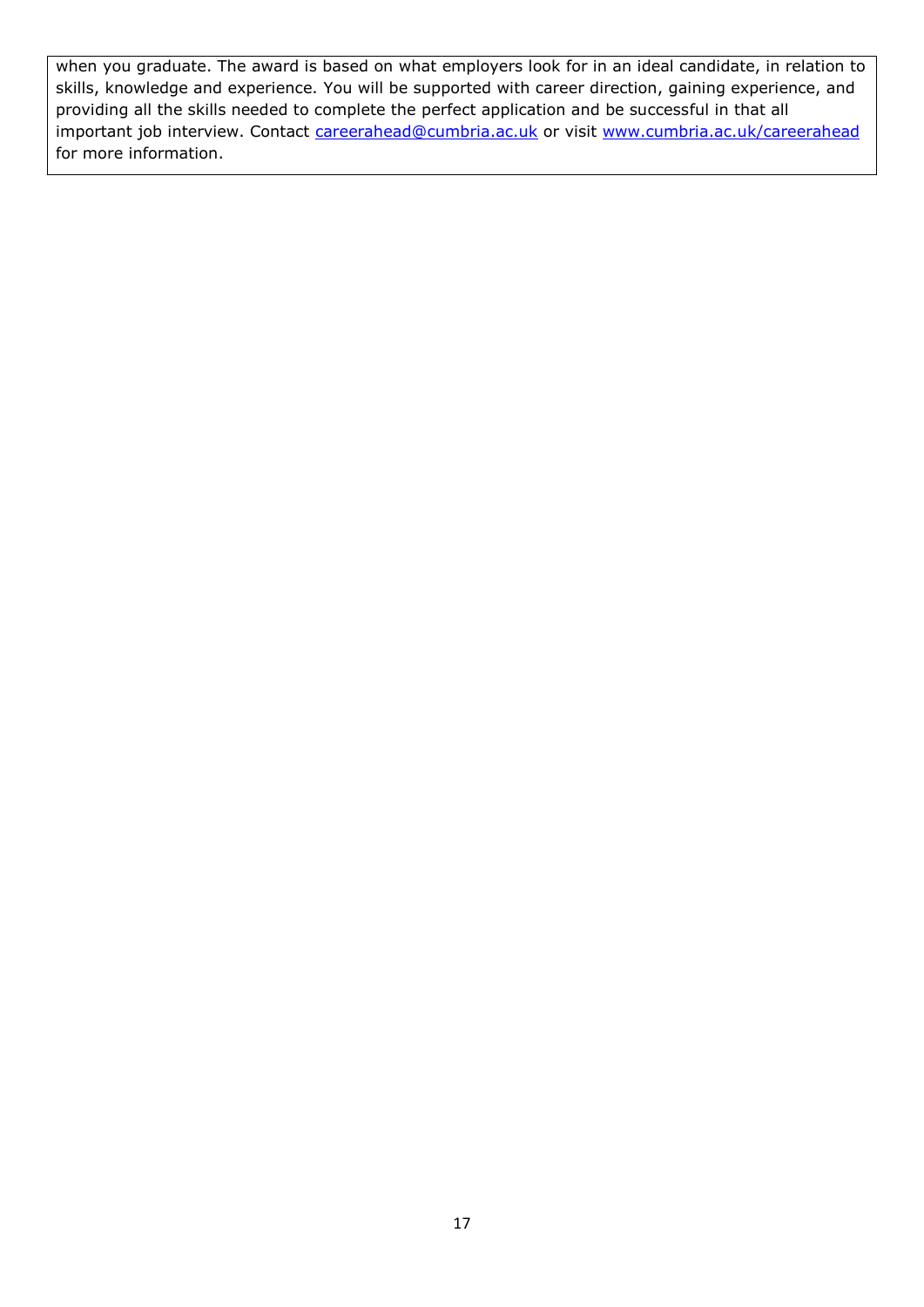when you graduate. The award is based on what employers look for in an ideal candidate, in relation to skills, knowledge and experience. You will be supported with career direction, gaining experience, and providing all the skills needed to complete the perfect application and be successful in that all important job interview. Contact careerahead@cumbria.ac.uk or visit www.cumbria.ac.uk/careerahead for more information.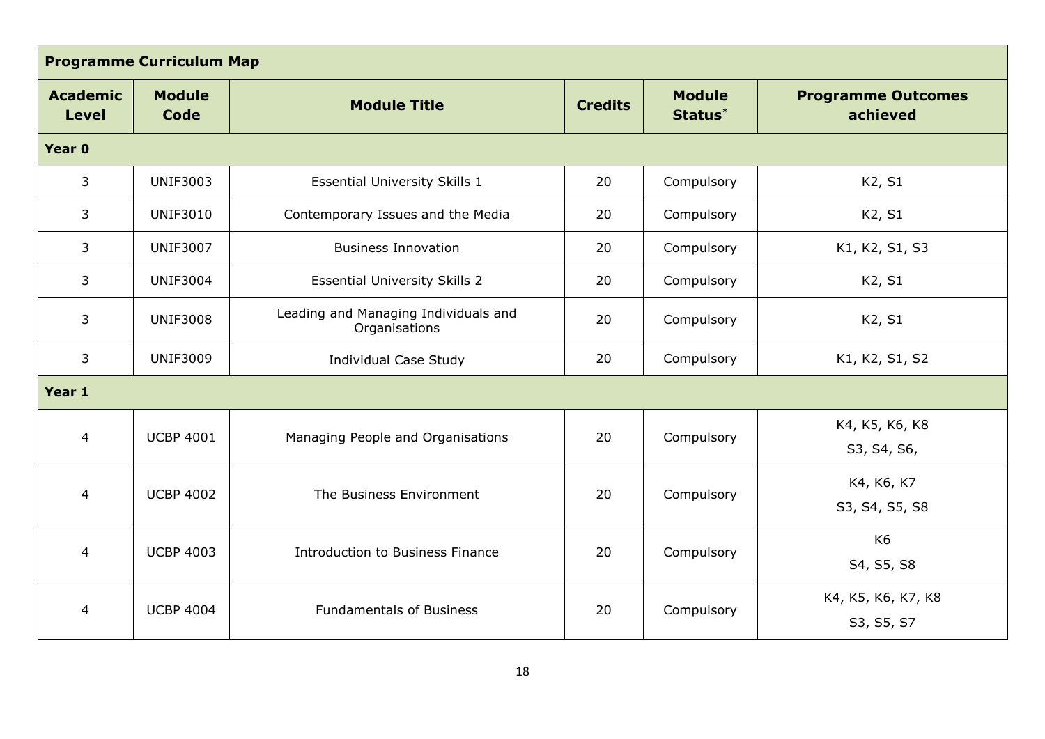| Programme Curriculum Map | | | | | |
|---|---|---|---|---|---|
| **Academic Level** | **Module Code** | **Module Title** | **Credits** | **Module Status*** | **Programme Outcomes achieved** |
| **Year 0** | | | | | |
| 3 | UNIF3003 | Essential University Skills 1 | 20 | Compulsory | K2, S1 |
| 3 | UNIF3010 | Contemporary Issues and the Media | 20 | Compulsory | K2, S1 |
| 3 | UNIF3007 | Business Innovation | 20 | Compulsory | K1, K2, S1, S3 |
| 3 | UNIF3004 | Essential University Skills 2 | 20 | Compulsory | K2, S1 |
| 3 | UNIF3008 | Leading and Managing Individuals and Organisations | 20 | Compulsory | K2, S1 |
| 3 | UNIF3009 | Individual Case Study | 20 | Compulsory | K1, K2, S1, S2 |
| **Year 1** | | | | | |
| 4 | UCBP 4001 | Managing People and Organisations | 20 | Compulsory | K4, K5, K6, K8<br>S3, S4, S6, |
| 4 | UCBP 4002 | The Business Environment | 20 | Compulsory | K4, K6, K7<br>S3, S4, S5, S8 |
| 4 | UCBP 4003 | Introduction to Business Finance | 20 | Compulsory | K6<br>S4, S5, S8 |
| 4 | UCBP 4004 | Fundamentals of Business | 20 | Compulsory | K4, K5, K6, K7, K8<br>S3, S5, S7 |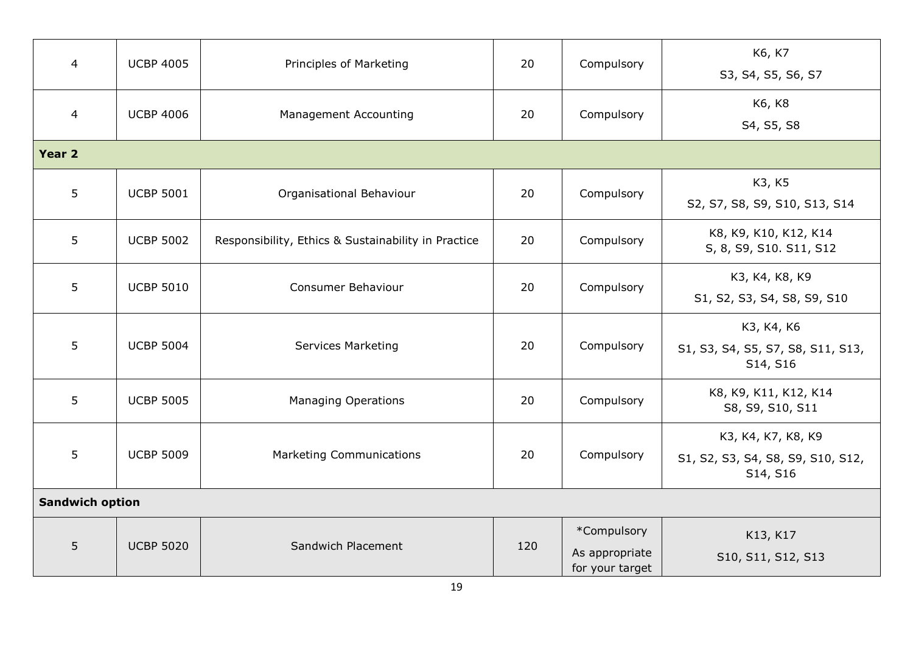| | | | | | |
|---|---|---|---|---|---|
| 4 | UCBP 4005 | Principles of Marketing | 20 | Compulsory | K6, K7<br>S3, S4, S5, S6, S7 |
| 4 | UCBP 4006 | Management Accounting | 20 | Compulsory | K6, K8<br>S4, S5, S8 |
| **Year 2** | | | | | |
| 5 | UCBP 5001 | Organisational Behaviour | 20 | Compulsory | K3, K5<br>S2, S7, S8, S9, S10, S13, S14 |
| 5 | UCBP 5002 | Responsibility, Ethics & Sustainability in Practice | 20 | Compulsory | K8, K9, K10, K12, K14<br>S, 8, S9, S10. S11, S12 |
| 5 | UCBP 5010 | Consumer Behaviour | 20 | Compulsory | K3, K4, K8, K9<br>S1, S2, S3, S4, S8, S9, S10 |
| 5 | UCBP 5004 | Services Marketing | 20 | Compulsory | K3, K4, K6<br>S1, S3, S4, S5, S7, S8, S11, S13, S14, S16 |
| 5 | UCBP 5005 | Managing Operations | 20 | Compulsory | K8, K9, K11, K12, K14<br>S8, S9, S10, S11 |
| 5 | UCBP 5009 | Marketing Communications | 20 | Compulsory | K3, K4, K7, K8, K9<br>S1, S2, S3, S4, S8, S9, S10, S12, S14, S16 |
| **Sandwich option** | | | | | |
| 5 | UCBP 5020 | Sandwich Placement | 120 | *Compulsory<br>As appropriate for your target | K13, K17<br>S10, S11, S12, S13 |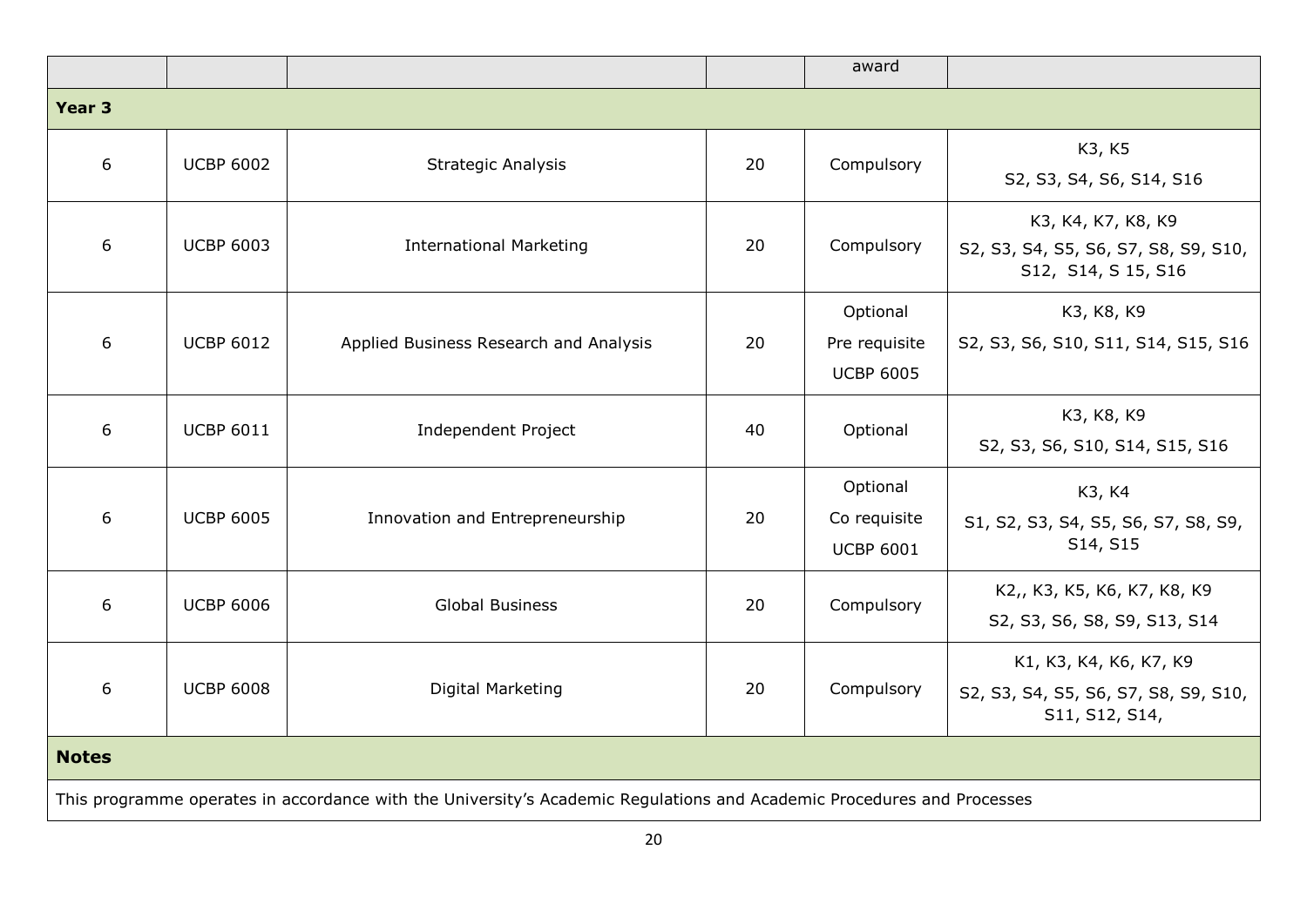| | | | | award | |
|---|---|---|---|---|---|
| **Year 3** | | | | | |
| 6 | UCBP 6002 | Strategic Analysis | 20 | Compulsory | K3, K5<br>S2, S3, S4, S6, S14, S16 |
| 6 | UCBP 6003 | International Marketing | 20 | Compulsory | K3, K4, K7, K8, K9<br>S2, S3, S4, S5, S6, S7, S8, S9, S10, S12, S14, S 15, S16 |
| 6 | UCBP 6012 | Applied Business Research and Analysis | 20 | Optional<br>Pre requisite<br>UCBP 6005 | K3, K8, K9<br>S2, S3, S6, S10, S11, S14, S15, S16 |
| 6 | UCBP 6011 | Independent Project | 40 | Optional | K3, K8, K9<br>S2, S3, S6, S10, S14, S15, S16 |
| 6 | UCBP 6005 | Innovation and Entrepreneurship | 20 | Optional<br>Co requisite<br>UCBP 6001 | K3, K4<br>S1, S2, S3, S4, S5, S6, S7, S8, S9, S14, S15 |
| 6 | UCBP 6006 | Global Business | 20 | Compulsory | K2,, K3, K5, K6, K7, K8, K9<br>S2, S3, S6, S8, S9, S13, S14 |
| 6 | UCBP 6008 | Digital Marketing | 20 | Compulsory | K1, K3, K4, K6, K7, K9<br>S2, S3, S4, S5, S6, S7, S8, S9, S10, S11, S12, S14, |

**Notes**

This programme operates in accordance with the University's Academic Regulations and Academic Procedures and Processes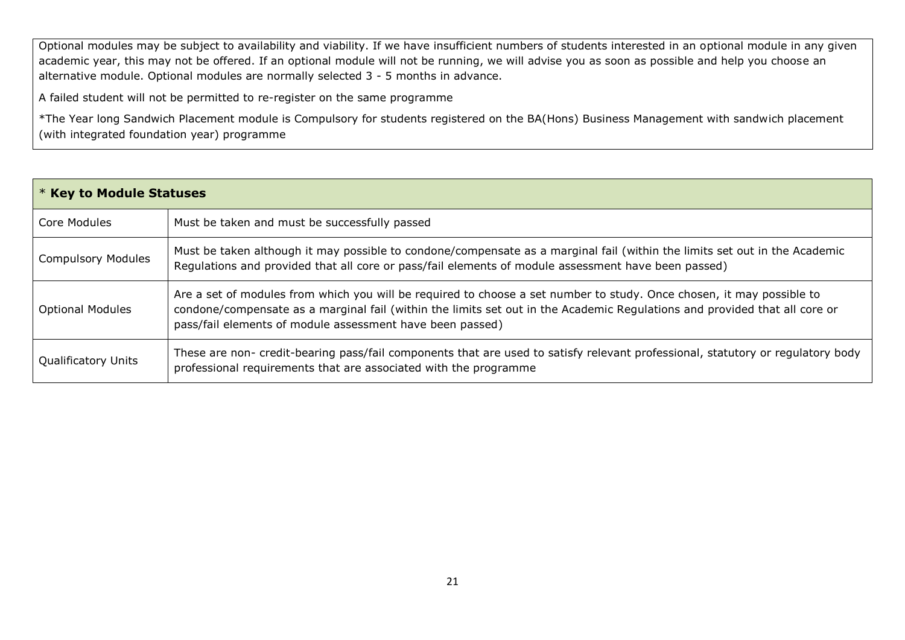Optional modules may be subject to availability and viability. If we have insufficient numbers of students interested in an optional module in any given academic year, this may not be offered. If an optional module will not be running, we will advise you as soon as possible and help you choose an alternative module. Optional modules are normally selected 3 - 5 months in advance.

A failed student will not be permitted to re-register on the same programme

*The Year long Sandwich Placement module is Compulsory for students registered on the BA(Hons) Business Management with sandwich placement (with integrated foundation year) programme

| * **Key to Module Statuses** | |
|---|---|
| Core Modules | Must be taken and must be successfully passed |
| Compulsory Modules | Must be taken although it may possible to condone/compensate as a marginal fail (within the limits set out in the Academic Regulations and provided that all core or pass/fail elements of module assessment have been passed) |
| Optional Modules | Are a set of modules from which you will be required to choose a set number to study. Once chosen, it may possible to condone/compensate as a marginal fail (within the limits set out in the Academic Regulations and provided that all core or pass/fail elements of module assessment have been passed) |
| Qualificatory Units | These are non- credit-bearing pass/fail components that are used to satisfy relevant professional, statutory or regulatory body professional requirements that are associated with the programme |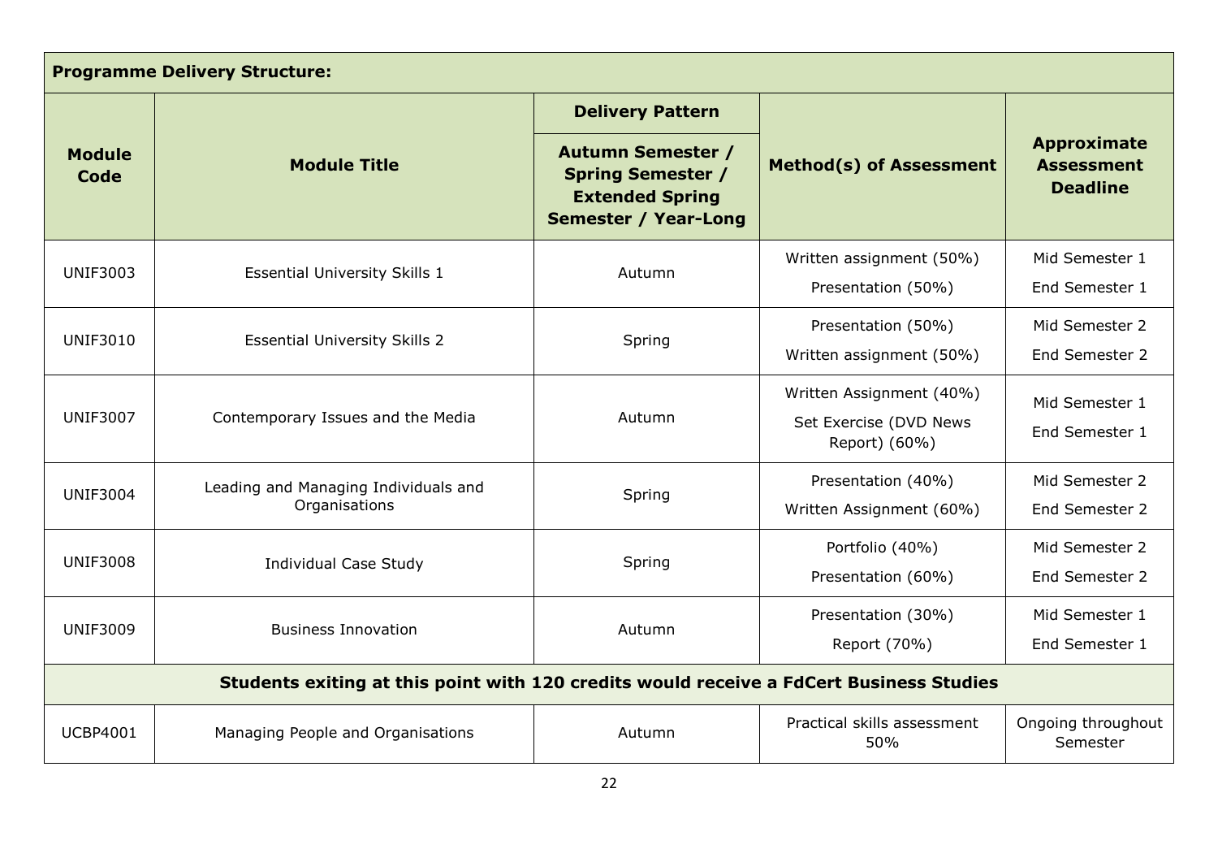**Programme Delivery Structure:**

| Module Code | Module Title | Delivery Pattern<br>Autumn Semester / Spring Semester / Extended Spring Semester / Year-Long | Method(s) of Assessment | Approximate Assessment Deadline |
|---|---|---|---|---|
| UNIF3003 | Essential University Skills 1 | Autumn | Written assignment (50%)<br>Presentation (50%) | Mid Semester 1<br>End Semester 1 |
| UNIF3010 | Essential University Skills 2 | Spring | Presentation (50%)<br>Written assignment (50%) | Mid Semester 2<br>End Semester 2 |
| UNIF3007 | Contemporary Issues and the Media | Autumn | Written Assignment (40%)<br>Set Exercise (DVD News Report) (60%) | Mid Semester 1<br>End Semester 1 |
| UNIF3004 | Leading and Managing Individuals and Organisations | Spring | Presentation (40%)<br>Written Assignment (60%) | Mid Semester 2<br>End Semester 2 |
| UNIF3008 | Individual Case Study | Spring | Portfolio (40%)<br>Presentation (60%) | Mid Semester 2<br>End Semester 2 |
| UNIF3009 | Business Innovation | Autumn | Presentation (30%)<br>Report (70%) | Mid Semester 1<br>End Semester 1 |
| **Students exiting at this point with 120 credits would receive a FdCert Business Studies** | | | | |
| UCBP4001 | Managing People and Organisations | Autumn | Practical skills assessment 50% | Ongoing throughout Semester |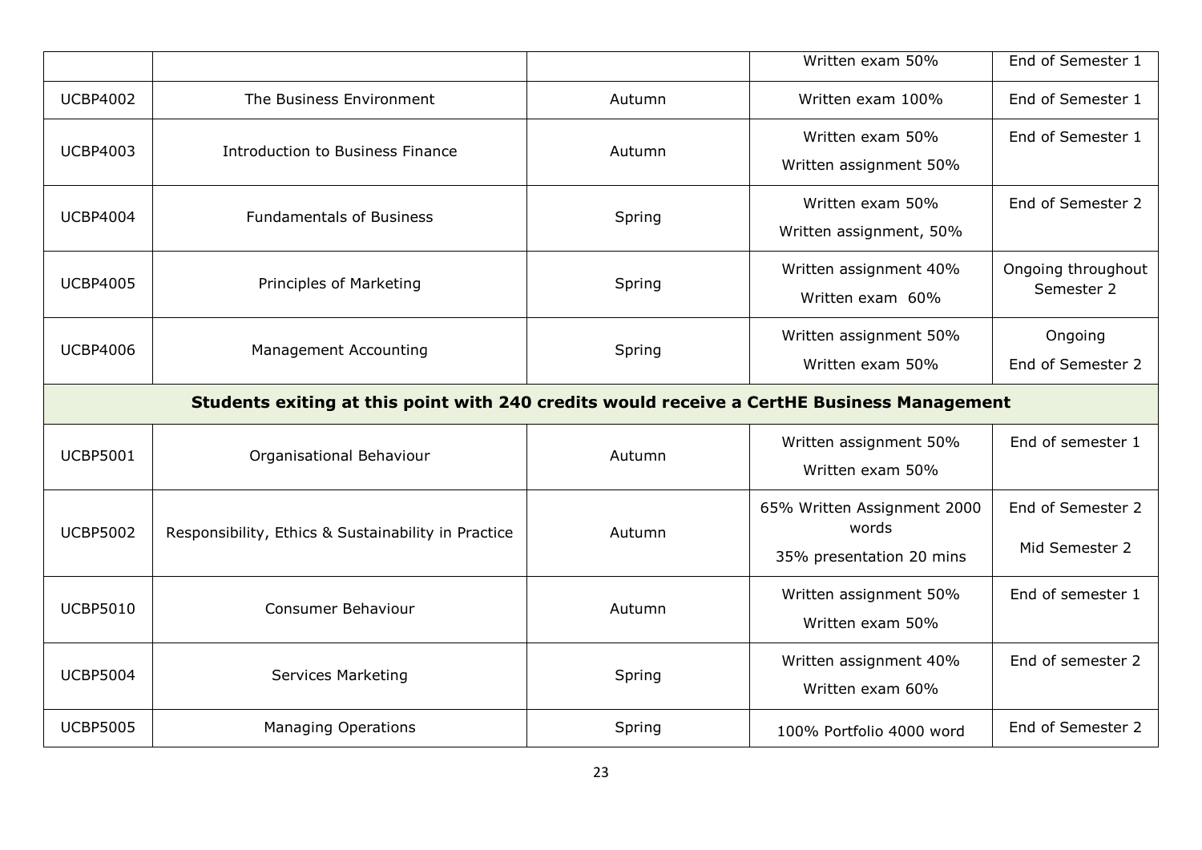| | | | | |
|---|---|---|---|---|
| | | | Written exam 50% | End of Semester 1 |
| UCBP4002 | The Business Environment | Autumn | Written exam 100% | End of Semester 1 |
| UCBP4003 | Introduction to Business Finance | Autumn | Written exam 50%<br>Written assignment 50% | End of Semester 1 |
| UCBP4004 | Fundamentals of Business | Spring | Written exam 50%<br>Written assignment, 50% | End of Semester 2 |
| UCBP4005 | Principles of Marketing | Spring | Written assignment 40%<br>Written exam 60% | Ongoing throughout Semester 2 |
| UCBP4006 | Management Accounting | Spring | Written assignment 50%<br>Written exam 50% | Ongoing<br>End of Semester 2 |
| **Students exiting at this point with 240 credits would receive a CertHE Business Management** | | | | |
| UCBP5001 | Organisational Behaviour | Autumn | Written assignment 50%<br>Written exam 50% | End of semester 1 |
| UCBP5002 | Responsibility, Ethics & Sustainability in Practice | Autumn | 65% Written Assignment 2000 words<br>35% presentation 20 mins | End of Semester 2<br>Mid Semester 2 |
| UCBP5010 | Consumer Behaviour | Autumn | Written assignment 50%<br>Written exam 50% | End of semester 1 |
| UCBP5004 | Services Marketing | Spring | Written assignment 40%<br>Written exam 60% | End of semester 2 |
| UCBP5005 | Managing Operations | Spring | 100% Portfolio 4000 word | End of Semester 2 |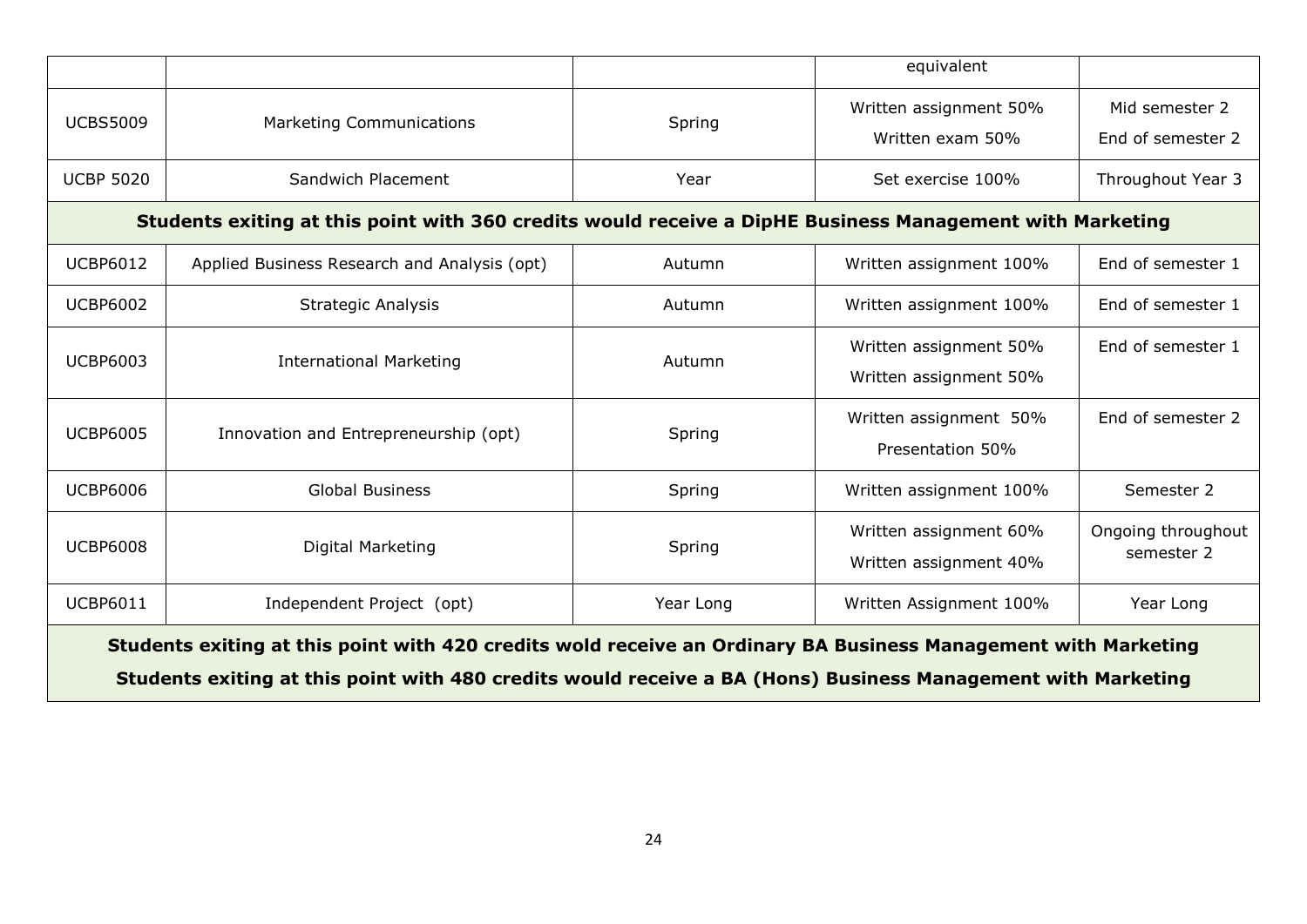| | | | | |
|---|---|---|---|---|
| | | | equivalent | |
| UCBS5009 | Marketing Communications | Spring | Written assignment 50%<br>Written exam 50% | Mid semester 2<br>End of semester 2 |
| UCBP 5020 | Sandwich Placement | Year | Set exercise 100% | Throughout Year 3 |
| **Students exiting at this point with 360 credits would receive a DipHE Business Management with Marketing** | | | | |
| UCBP6012 | Applied Business Research and Analysis (opt) | Autumn | Written assignment 100% | End of semester 1 |
| UCBP6002 | Strategic Analysis | Autumn | Written assignment 100% | End of semester 1 |
| UCBP6003 | International Marketing | Autumn | Written assignment 50%<br>Written assignment 50% | End of semester 1 |
| UCBP6005 | Innovation and Entrepreneurship (opt) | Spring | Written assignment 50%<br>Presentation 50% | End of semester 2 |
| UCBP6006 | Global Business | Spring | Written assignment 100% | Semester 2 |
| UCBP6008 | Digital Marketing | Spring | Written assignment 60%<br>Written assignment 40% | Ongoing throughout semester 2 |
| UCBP6011 | Independent Project (opt) | Year Long | Written Assignment 100% | Year Long |
| **Students exiting at this point with 420 credits wold receive an Ordinary BA Business Management with Marketing**<br>**Students exiting at this point with 480 credits would receive a BA (Hons) Business Management with Marketing** | | | | |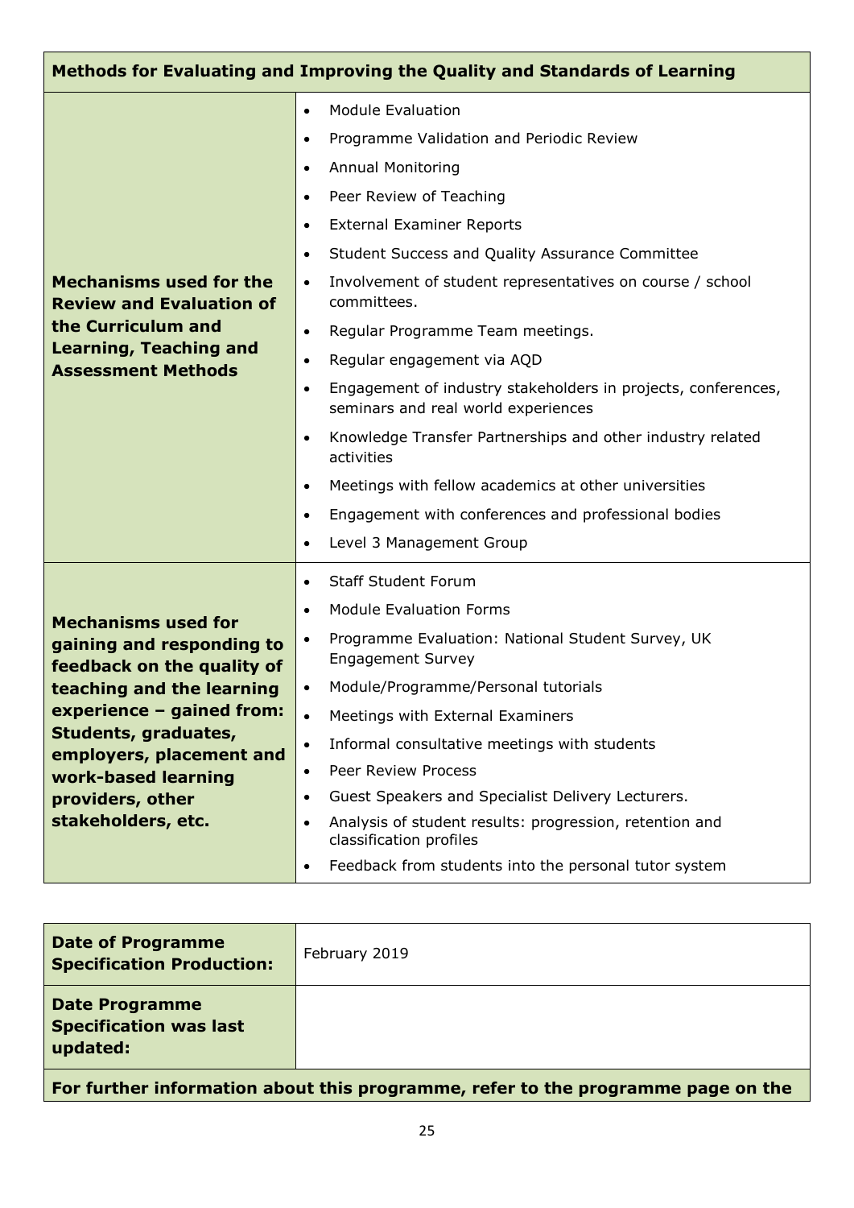| Methods for Evaluating and Improving the Quality and Standards of Learning | |
|---|---|
| **Mechanisms used for the Review and Evaluation of the Curriculum and Learning, Teaching and Assessment Methods** | • Module Evaluation<br>• Programme Validation and Periodic Review<br>• Annual Monitoring<br>• Peer Review of Teaching<br>• External Examiner Reports<br>• Student Success and Quality Assurance Committee<br>• Involvement of student representatives on course / school committees.<br>• Regular Programme Team meetings.<br>• Regular engagement via AQD<br>• Engagement of industry stakeholders in projects, conferences, seminars and real world experiences<br>• Knowledge Transfer Partnerships and other industry related activities<br>• Meetings with fellow academics at other universities<br>• Engagement with conferences and professional bodies<br>• Level 3 Management Group |
| **Mechanisms used for gaining and responding to feedback on the quality of teaching and the learning experience – gained from: Students, graduates, employers, placement and work-based learning providers, other stakeholders, etc.** | • Staff Student Forum<br>• Module Evaluation Forms<br>• Programme Evaluation: National Student Survey, UK Engagement Survey<br>• Module/Programme/Personal tutorials<br>• Meetings with External Examiners<br>• Informal consultative meetings with students<br>• Peer Review Process<br>• Guest Speakers and Specialist Delivery Lecturers.<br>• Analysis of student results: progression, retention and classification profiles<br>• Feedback from students into the personal tutor system |

| | |
|---|---|
| **Date of Programme Specification Production:** | February 2019 |
| **Date Programme Specification was last updated:** | |

**For further information about this programme, refer to the programme page on the**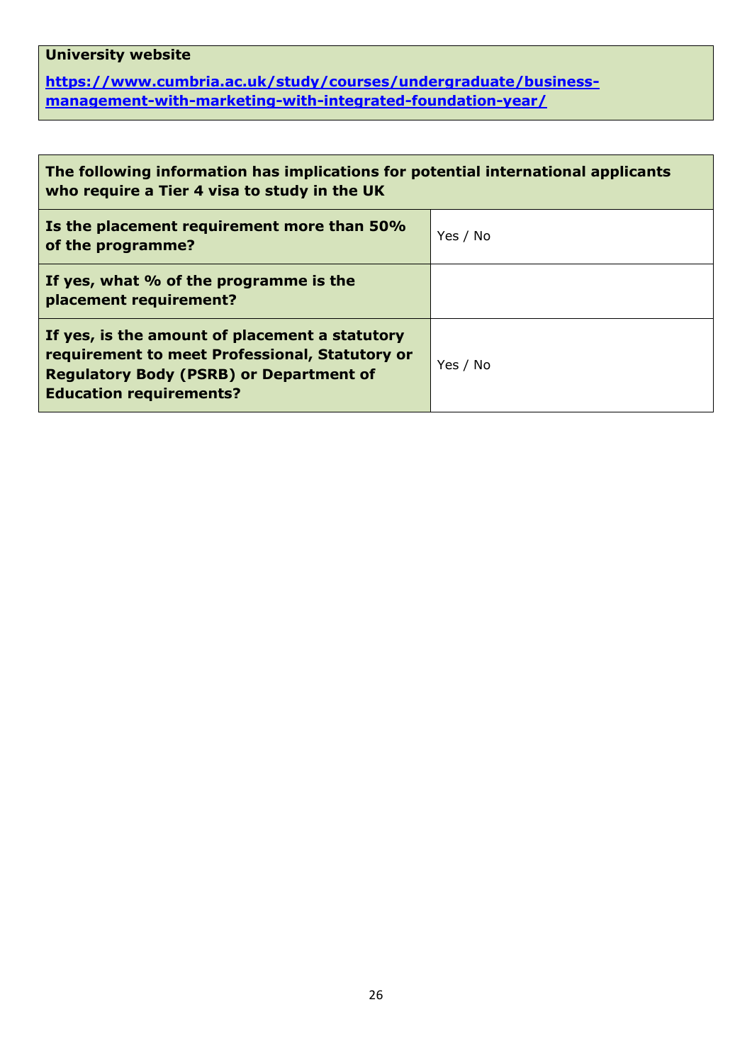| University website |
| --- |
| [https://www.cumbria.ac.uk/study/courses/undergraduate/business-management-with-marketing-with-integrated-foundation-year/](https://www.cumbria.ac.uk/study/courses/undergraduate/business-management-with-marketing-with-integrated-foundation-year/) |

| The following information has implications for potential international applicants who require a Tier 4 visa to study in the UK | |
| --- | --- |
| **Is the placement requirement more than 50% of the programme?** | Yes / No |
| **If yes, what % of the programme is the placement requirement?** | |
| **If yes, is the amount of placement a statutory requirement to meet Professional, Statutory or Regulatory Body (PSRB) or Department of Education requirements?** | Yes / No |